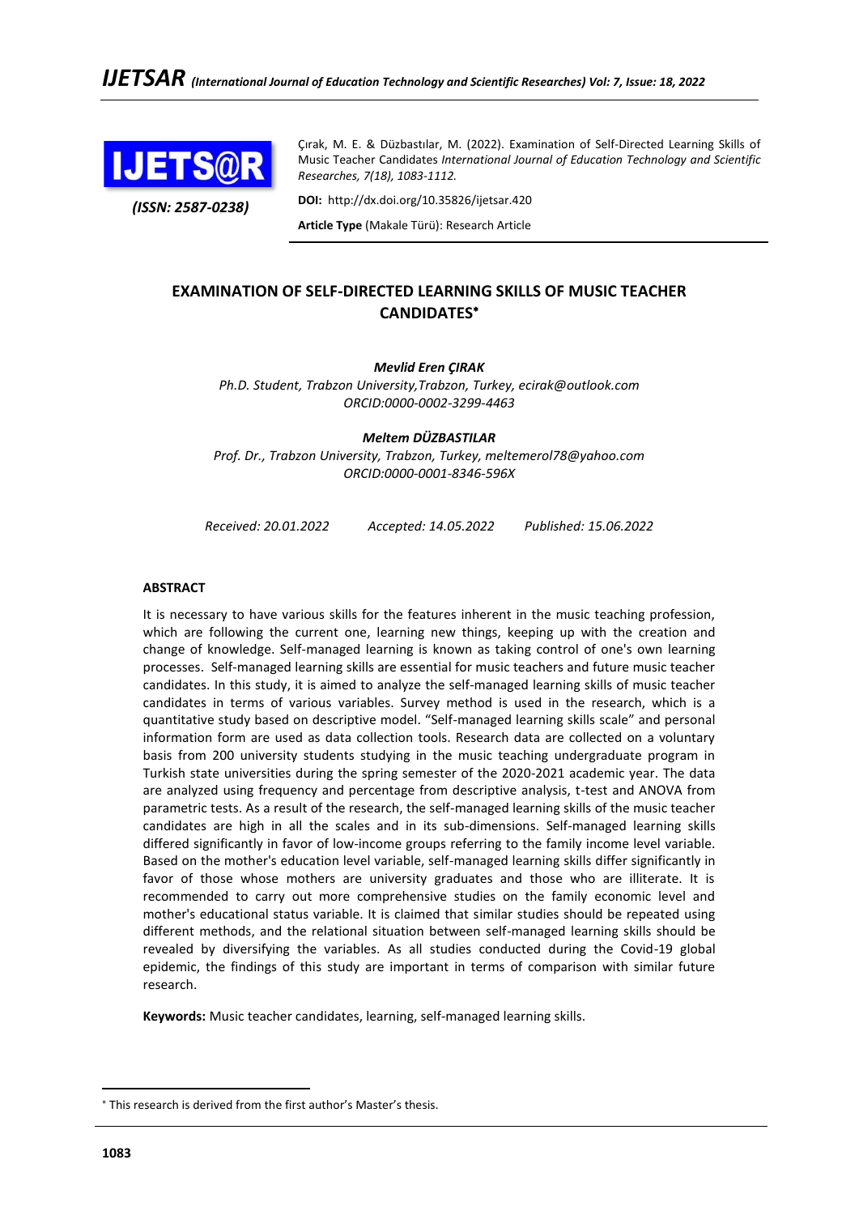Çırak, M. E. & Düzbastılar, M. (2022). Examination of Self-Directed Learning Skills of Music Teacher Candidates *International Journal of Education Technology and Scientific Researches, 7(18), 1083-1112.*

*(ISSN: 2587-0238)*

**DOI:** http://dx.doi.org/10.35826/ijetsar.420

**Article Type** (Makale Türü): Research Article

# EXAMINATION OF SELF-DIRECTED LEARNING SKILLS OF MUSIC TEACHER CANDIDATES*

***Mevlid Eren ÇIRAK***

*Ph.D. Student, Trabzon University,Trabzon, Turkey, ecirak@outlook.com*
*ORCID:0000-0002-3299-4463*

***Meltem DÜZBASTILAR***

*Prof. Dr., Trabzon University, Trabzon, Turkey, meltemerol78@yahoo.com*
*ORCID:0000-0001-8346-596X*

*Received: 20.01.2022 Accepted: 14.05.2022 Published: 15.06.2022*

## ABSTRACT

It is necessary to have various skills for the features inherent in the music teaching profession, which are following the current one, learning new things, keeping up with the creation and change of knowledge. Self-managed learning is known as taking control of one's own learning processes. Self-managed learning skills are essential for music teachers and future music teacher candidates. In this study, it is aimed to analyze the self-managed learning skills of music teacher candidates in terms of various variables. Survey method is used in the research, which is a quantitative study based on descriptive model. "Self-managed learning skills scale" and personal information form are used as data collection tools. Research data are collected on a voluntary basis from 200 university students studying in the music teaching undergraduate program in Turkish state universities during the spring semester of the 2020-2021 academic year. The data are analyzed using frequency and percentage from descriptive analysis, t-test and ANOVA from parametric tests. As a result of the research, the self-managed learning skills of the music teacher candidates are high in all the scales and in its sub-dimensions. Self-managed learning skills differed significantly in favor of low-income groups referring to the family income level variable. Based on the mother's education level variable, self-managed learning skills differ significantly in favor of those whose mothers are university graduates and those who are illiterate. It is recommended to carry out more comprehensive studies on the family economic level and mother's educational status variable. It is claimed that similar studies should be repeated using different methods, and the relational situation between self-managed learning skills should be revealed by diversifying the variables. As all studies conducted during the Covid-19 global epidemic, the findings of this study are important in terms of comparison with similar future research.

**Keywords:** Music teacher candidates, learning, self-managed learning skills.

* This research is derived from the first author's Master's thesis.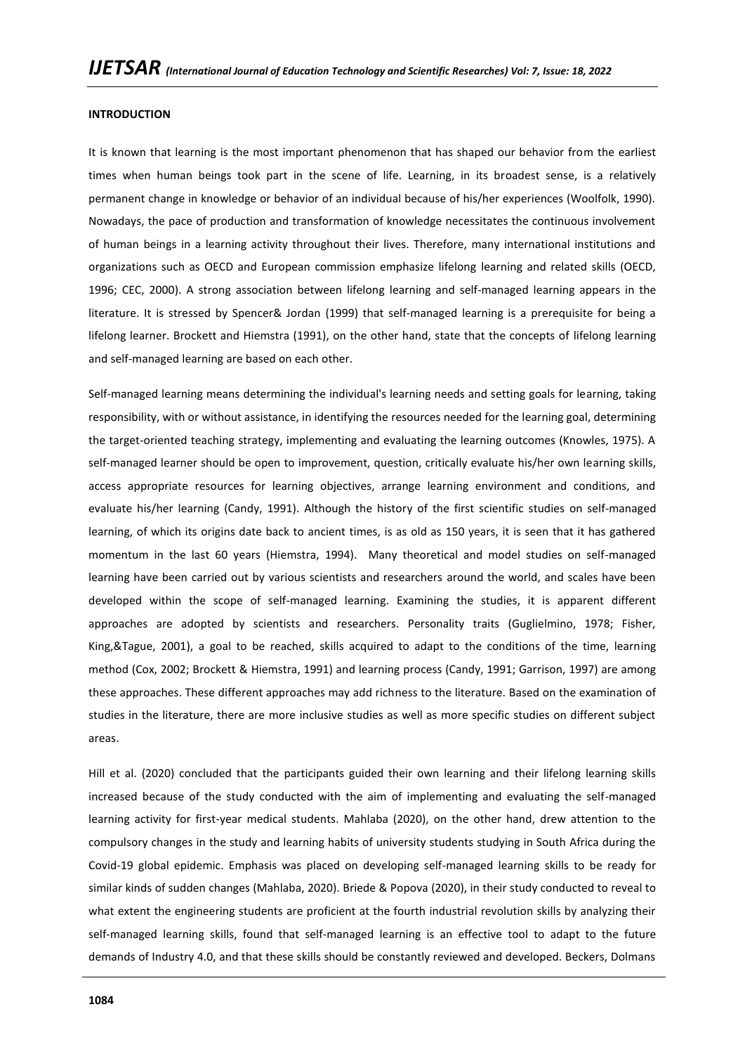**INTRODUCTION**

It is known that learning is the most important phenomenon that has shaped our behavior from the earliest times when human beings took part in the scene of life. Learning, in its broadest sense, is a relatively permanent change in knowledge or behavior of an individual because of his/her experiences (Woolfolk, 1990). Nowadays, the pace of production and transformation of knowledge necessitates the continuous involvement of human beings in a learning activity throughout their lives. Therefore, many international institutions and organizations such as OECD and European commission emphasize lifelong learning and related skills (OECD, 1996; CEC, 2000). A strong association between lifelong learning and self-managed learning appears in the literature. It is stressed by Spencer& Jordan (1999) that self-managed learning is a prerequisite for being a lifelong learner. Brockett and Hiemstra (1991), on the other hand, state that the concepts of lifelong learning and self-managed learning are based on each other.

Self-managed learning means determining the individual's learning needs and setting goals for learning, taking responsibility, with or without assistance, in identifying the resources needed for the learning goal, determining the target-oriented teaching strategy, implementing and evaluating the learning outcomes (Knowles, 1975). A self-managed learner should be open to improvement, question, critically evaluate his/her own learning skills, access appropriate resources for learning objectives, arrange learning environment and conditions, and evaluate his/her learning (Candy, 1991). Although the history of the first scientific studies on self-managed learning, of which its origins date back to ancient times, is as old as 150 years, it is seen that it has gathered momentum in the last 60 years (Hiemstra, 1994). Many theoretical and model studies on self-managed learning have been carried out by various scientists and researchers around the world, and scales have been developed within the scope of self-managed learning. Examining the studies, it is apparent different approaches are adopted by scientists and researchers. Personality traits (Guglielmino, 1978; Fisher, King,&Tague, 2001), a goal to be reached, skills acquired to adapt to the conditions of the time, learning method (Cox, 2002; Brockett & Hiemstra, 1991) and learning process (Candy, 1991; Garrison, 1997) are among these approaches. These different approaches may add richness to the literature. Based on the examination of studies in the literature, there are more inclusive studies as well as more specific studies on different subject areas.

Hill et al. (2020) concluded that the participants guided their own learning and their lifelong learning skills increased because of the study conducted with the aim of implementing and evaluating the self-managed learning activity for first-year medical students. Mahlaba (2020), on the other hand, drew attention to the compulsory changes in the study and learning habits of university students studying in South Africa during the Covid-19 global epidemic. Emphasis was placed on developing self-managed learning skills to be ready for similar kinds of sudden changes (Mahlaba, 2020). Briede & Popova (2020), in their study conducted to reveal to what extent the engineering students are proficient at the fourth industrial revolution skills by analyzing their self-managed learning skills, found that self-managed learning is an effective tool to adapt to the future demands of Industry 4.0, and that these skills should be constantly reviewed and developed. Beckers, Dolmans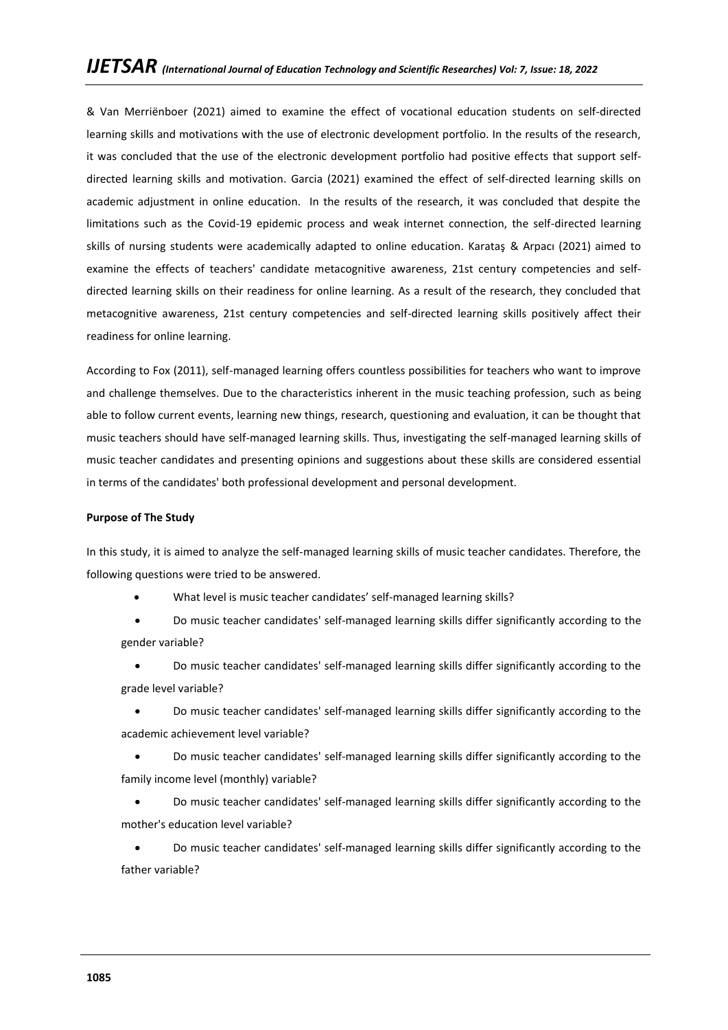& Van Merriënboer (2021) aimed to examine the effect of vocational education students on self-directed learning skills and motivations with the use of electronic development portfolio. In the results of the research, it was concluded that the use of the electronic development portfolio had positive effects that support self-directed learning skills and motivation. Garcia (2021) examined the effect of self-directed learning skills on academic adjustment in online education. In the results of the research, it was concluded that despite the limitations such as the Covid-19 epidemic process and weak internet connection, the self-directed learning skills of nursing students were academically adapted to online education. Karataş & Arpacı (2021) aimed to examine the effects of teachers' candidate metacognitive awareness, 21st century competencies and self-directed learning skills on their readiness for online learning. As a result of the research, they concluded that metacognitive awareness, 21st century competencies and self-directed learning skills positively affect their readiness for online learning.

According to Fox (2011), self-managed learning offers countless possibilities for teachers who want to improve and challenge themselves. Due to the characteristics inherent in the music teaching profession, such as being able to follow current events, learning new things, research, questioning and evaluation, it can be thought that music teachers should have self-managed learning skills. Thus, investigating the self-managed learning skills of music teacher candidates and presenting opinions and suggestions about these skills are considered essential in terms of the candidates' both professional development and personal development.

**Purpose of The Study**

In this study, it is aimed to analyze the self-managed learning skills of music teacher candidates. Therefore, the following questions were tried to be answered.

- What level is music teacher candidates' self-managed learning skills?
- Do music teacher candidates' self-managed learning skills differ significantly according to the gender variable?
- Do music teacher candidates' self-managed learning skills differ significantly according to the grade level variable?
- Do music teacher candidates' self-managed learning skills differ significantly according to the academic achievement level variable?
- Do music teacher candidates' self-managed learning skills differ significantly according to the family income level (monthly) variable?
- Do music teacher candidates' self-managed learning skills differ significantly according to the mother's education level variable?
- Do music teacher candidates' self-managed learning skills differ significantly according to the father variable?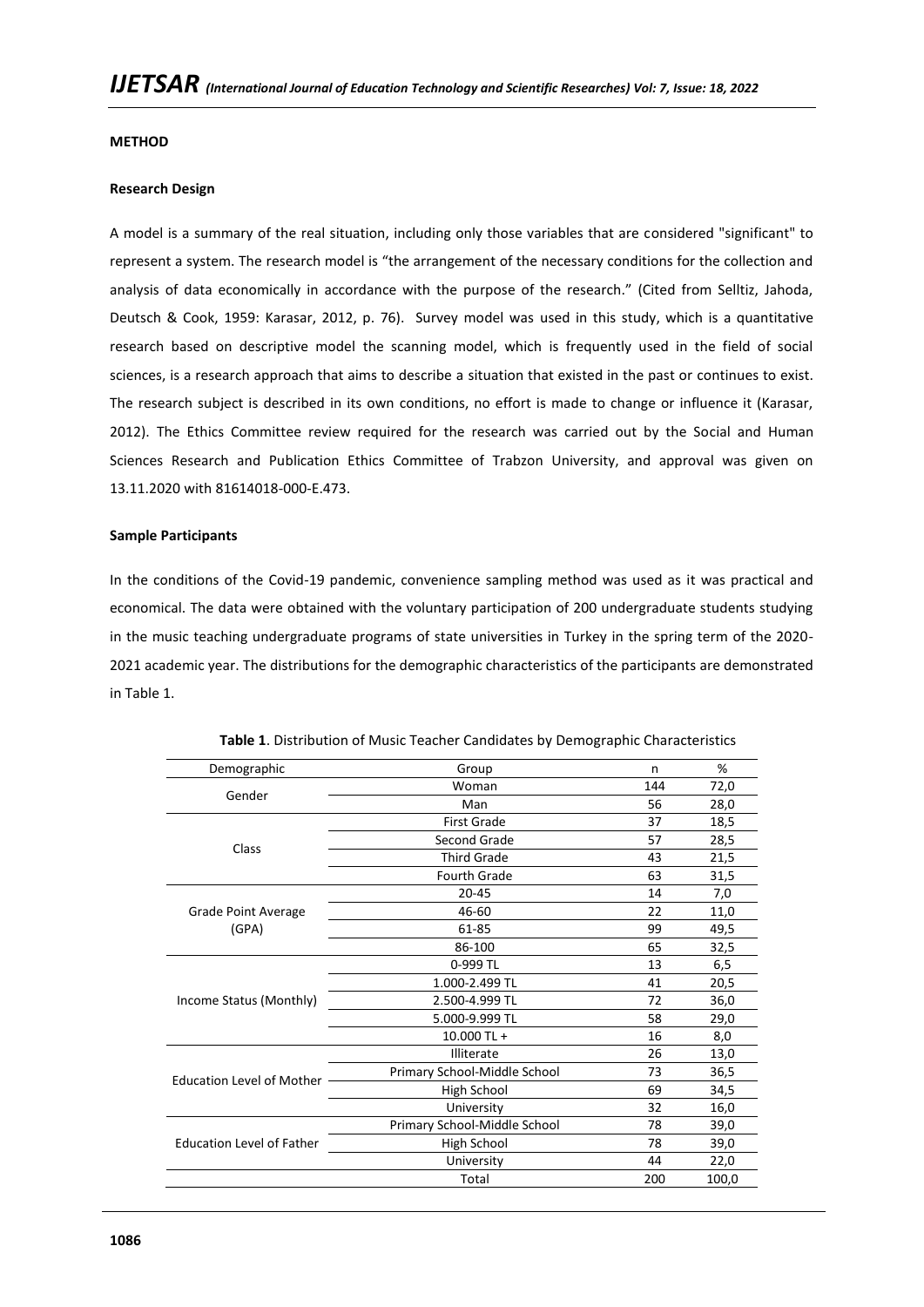## METHOD

### Research Design

A model is a summary of the real situation, including only those variables that are considered "significant" to represent a system. The research model is "the arrangement of the necessary conditions for the collection and analysis of data economically in accordance with the purpose of the research." (Cited from Selltiz, Jahoda, Deutsch & Cook, 1959: Karasar, 2012, p. 76). Survey model was used in this study, which is a quantitative research based on descriptive model the scanning model, which is frequently used in the field of social sciences, is a research approach that aims to describe a situation that existed in the past or continues to exist. The research subject is described in its own conditions, no effort is made to change or influence it (Karasar, 2012). The Ethics Committee review required for the research was carried out by the Social and Human Sciences Research and Publication Ethics Committee of Trabzon University, and approval was given on 13.11.2020 with 81614018-000-E.473.

### Sample Participants

In the conditions of the Covid-19 pandemic, convenience sampling method was used as it was practical and economical. The data were obtained with the voluntary participation of 200 undergraduate students studying in the music teaching undergraduate programs of state universities in Turkey in the spring term of the 2020-2021 academic year. The distributions for the demographic characteristics of the participants are demonstrated in Table 1.

**Table 1**. Distribution of Music Teacher Candidates by Demographic Characteristics

| Demographic | Group | n | % |
|---|---|---|---|
| Gender | Woman | 144 | 72,0 |
| | Man | 56 | 28,0 |
| Class | First Grade | 37 | 18,5 |
| | Second Grade | 57 | 28,5 |
| | Third Grade | 43 | 21,5 |
| | Fourth Grade | 63 | 31,5 |
| Grade Point Average (GPA) | 20-45 | 14 | 7,0 |
| | 46-60 | 22 | 11,0 |
| | 61-85 | 99 | 49,5 |
| | 86-100 | 65 | 32,5 |
| Income Status (Monthly) | 0-999 TL | 13 | 6,5 |
| | 1.000-2.499 TL | 41 | 20,5 |
| | 2.500-4.999 TL | 72 | 36,0 |
| | 5.000-9.999 TL | 58 | 29,0 |
| | 10.000 TL + | 16 | 8,0 |
| Education Level of Mother | Illiterate | 26 | 13,0 |
| | Primary School-Middle School | 73 | 36,5 |
| | High School | 69 | 34,5 |
| | University | 32 | 16,0 |
| Education Level of Father | Primary School-Middle School | 78 | 39,0 |
| | High School | 78 | 39,0 |
| | University | 44 | 22,0 |
| | Total | 200 | 100,0 |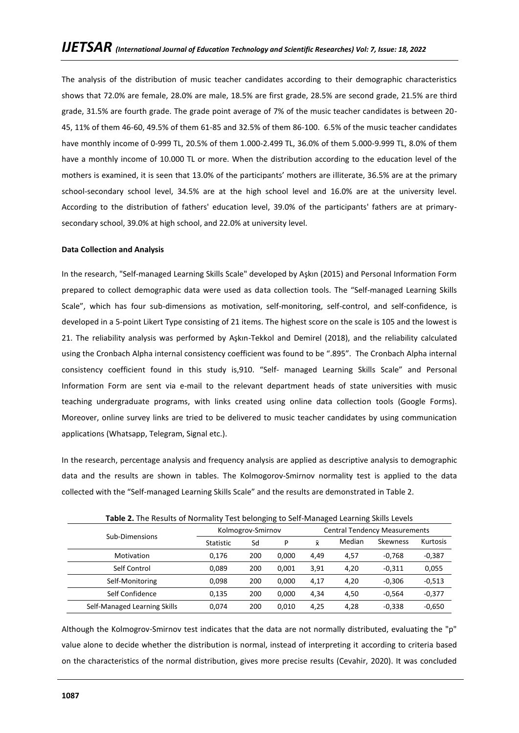The analysis of the distribution of music teacher candidates according to their demographic characteristics shows that 72.0% are female, 28.0% are male, 18.5% are first grade, 28.5% are second grade, 21.5% are third grade, 31.5% are fourth grade. The grade point average of 7% of the music teacher candidates is between 20-45, 11% of them 46-60, 49.5% of them 61-85 and 32.5% of them 86-100. 6.5% of the music teacher candidates have monthly income of 0-999 TL, 20.5% of them 1.000-2.499 TL, 36.0% of them 5.000-9.999 TL, 8.0% of them have a monthly income of 10.000 TL or more. When the distribution according to the education level of the mothers is examined, it is seen that 13.0% of the participants' mothers are illiterate, 36.5% are at the primary school-secondary school level, 34.5% are at the high school level and 16.0% are at the university level. According to the distribution of fathers' education level, 39.0% of the participants' fathers are at primary-secondary school, 39.0% at high school, and 22.0% at university level.

**Data Collection and Analysis**

In the research, "Self-managed Learning Skills Scale" developed by Aşkın (2015) and Personal Information Form prepared to collect demographic data were used as data collection tools. The "Self-managed Learning Skills Scale", which has four sub-dimensions as motivation, self-monitoring, self-control, and self-confidence, is developed in a 5-point Likert Type consisting of 21 items. The highest score on the scale is 105 and the lowest is 21. The reliability analysis was performed by Aşkın-Tekkol and Demirel (2018), and the reliability calculated using the Cronbach Alpha internal consistency coefficient was found to be ".895". The Cronbach Alpha internal consistency coefficient found in this study is,910. "Self- managed Learning Skills Scale" and Personal Information Form are sent via e-mail to the relevant department heads of state universities with music teaching undergraduate programs, with links created using online data collection tools (Google Forms). Moreover, online survey links are tried to be delivered to music teacher candidates by using communication applications (Whatsapp, Telegram, Signal etc.).

In the research, percentage analysis and frequency analysis are applied as descriptive analysis to demographic data and the results are shown in tables. The Kolmogorov-Smirnov normality test is applied to the data collected with the "Self-managed Learning Skills Scale" and the results are demonstrated in Table 2.

**Table 2.** The Results of Normality Test belonging to Self-Managed Learning Skills Levels

| Sub-Dimensions | Kolmogrov-Smirnov | | | Central Tendency Measurements | | | |
|---|---|---|---|---|---|---|---|
| | Statistic | Sd | P | $\bar{x}$ | Median | Skewness | Kurtosis |
| Motivation | 0,176 | 200 | 0,000 | 4,49 | 4,57 | -0,768 | -0,387 |
| Self Control | 0,089 | 200 | 0,001 | 3,91 | 4,20 | -0,311 | 0,055 |
| Self-Monitoring | 0,098 | 200 | 0,000 | 4,17 | 4,20 | -0,306 | -0,513 |
| Self Confidence | 0,135 | 200 | 0,000 | 4,34 | 4,50 | -0,564 | -0,377 |
| Self-Managed Learning Skills | 0,074 | 200 | 0,010 | 4,25 | 4,28 | -0,338 | -0,650 |

Although the Kolmogrov-Smirnov test indicates that the data are not normally distributed, evaluating the "p" value alone to decide whether the distribution is normal, instead of interpreting it according to criteria based on the characteristics of the normal distribution, gives more precise results (Cevahir, 2020). It was concluded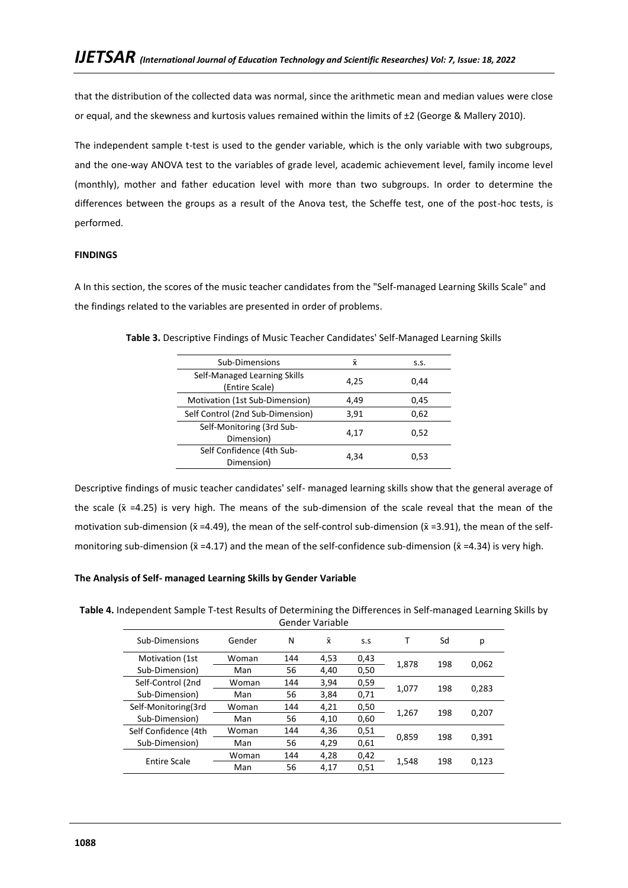that the distribution of the collected data was normal, since the arithmetic mean and median values were close or equal, and the skewness and kurtosis values remained within the limits of ±2 (George & Mallery 2010).

The independent sample t-test is used to the gender variable, which is the only variable with two subgroups, and the one-way ANOVA test to the variables of grade level, academic achievement level, family income level (monthly), mother and father education level with more than two subgroups. In order to determine the differences between the groups as a result of the Anova test, the Scheffe test, one of the post-hoc tests, is performed.

## FINDINGS

A In this section, the scores of the music teacher candidates from the "Self-managed Learning Skills Scale" and the findings related to the variables are presented in order of problems.

**Table 3.** Descriptive Findings of Music Teacher Candidates' Self-Managed Learning Skills

| Sub-Dimensions | x̄ | s.s. |
|---|---|---|
| Self-Managed Learning Skills (Entire Scale) | 4,25 | 0,44 |
| Motivation (1st Sub-Dimension) | 4,49 | 0,45 |
| Self Control (2nd Sub-Dimension) | 3,91 | 0,62 |
| Self-Monitoring (3rd Sub-Dimension) | 4,17 | 0,52 |
| Self Confidence (4th Sub-Dimension) | 4,34 | 0,53 |

Descriptive findings of music teacher candidates' self- managed learning skills show that the general average of the scale (x̄ =4.25) is very high. The means of the sub-dimension of the scale reveal that the mean of the motivation sub-dimension (x̄ =4.49), the mean of the self-control sub-dimension (x̄ =3.91), the mean of the self-monitoring sub-dimension (x̄ =4.17) and the mean of the self-confidence sub-dimension (x̄ =4.34) is very high.

### The Analysis of Self- managed Learning Skills by Gender Variable

**Table 4.** Independent Sample T-test Results of Determining the Differences in Self-managed Learning Skills by Gender Variable

| Sub-Dimensions | Gender | N | x̄ | s.s | T | Sd | p |
|---|---|---|---|---|---|---|---|
| Motivation (1st Sub-Dimension) | Woman | 144 | 4,53 | 0,43 | 1,878 | 198 | 0,062 |
| | Man | 56 | 4,40 | 0,50 | | | |
| Self-Control (2nd Sub-Dimension) | Woman | 144 | 3,94 | 0,59 | 1,077 | 198 | 0,283 |
| | Man | 56 | 3,84 | 0,71 | | | |
| Self-Monitoring(3rd Sub-Dimension) | Woman | 144 | 4,21 | 0,50 | 1,267 | 198 | 0,207 |
| | Man | 56 | 4,10 | 0,60 | | | |
| Self Confidence (4th Sub-Dimension) | Woman | 144 | 4,36 | 0,51 | 0,859 | 198 | 0,391 |
| | Man | 56 | 4,29 | 0,61 | | | |
| Entire Scale | Woman | 144 | 4,28 | 0,42 | 1,548 | 198 | 0,123 |
| | Man | 56 | 4,17 | 0,51 | | | |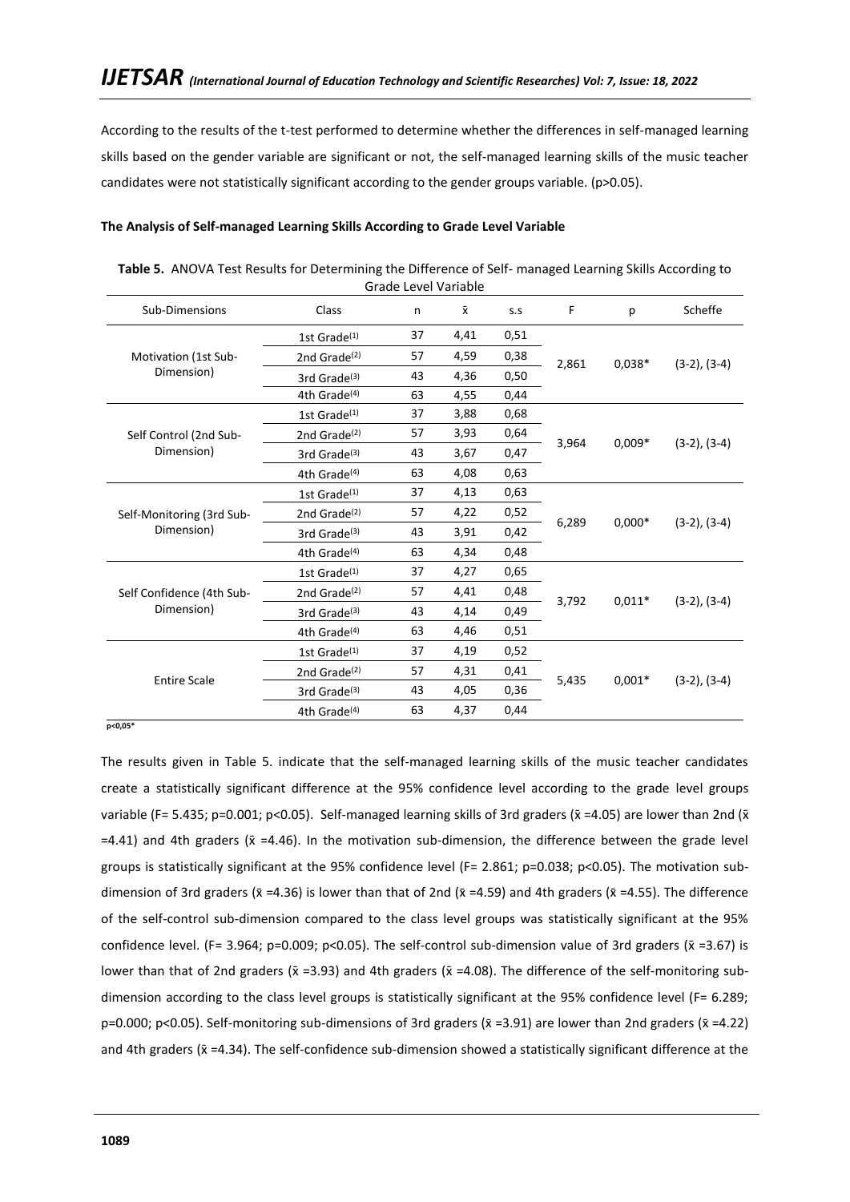According to the results of the t-test performed to determine whether the differences in self-managed learning skills based on the gender variable are significant or not, the self-managed learning skills of the music teacher candidates were not statistically significant according to the gender groups variable. (p>0.05).

**The Analysis of Self-managed Learning Skills According to Grade Level Variable**

**Table 5.** ANOVA Test Results for Determining the Difference of Self- managed Learning Skills According to Grade Level Variable

| Sub-Dimensions | Class | n | x̄ | s.s | F | p | Scheffe |
|---|---|---|---|---|---|---|---|
| Motivation (1st Sub-Dimension) | 1st Grade(1) | 37 | 4,41 | 0,51 | 2,861 | 0,038* | (3-2), (3-4) |
| | 2nd Grade(2) | 57 | 4,59 | 0,38 | | | |
| | 3rd Grade(3) | 43 | 4,36 | 0,50 | | | |
| | 4th Grade(4) | 63 | 4,55 | 0,44 | | | |
| Self Control (2nd Sub-Dimension) | 1st Grade(1) | 37 | 3,88 | 0,68 | 3,964 | 0,009* | (3-2), (3-4) |
| | 2nd Grade(2) | 57 | 3,93 | 0,64 | | | |
| | 3rd Grade(3) | 43 | 3,67 | 0,47 | | | |
| | 4th Grade(4) | 63 | 4,08 | 0,63 | | | |
| Self-Monitoring (3rd Sub-Dimension) | 1st Grade(1) | 37 | 4,13 | 0,63 | 6,289 | 0,000* | (3-2), (3-4) |
| | 2nd Grade(2) | 57 | 4,22 | 0,52 | | | |
| | 3rd Grade(3) | 43 | 3,91 | 0,42 | | | |
| | 4th Grade(4) | 63 | 4,34 | 0,48 | | | |
| Self Confidence (4th Sub-Dimension) | 1st Grade(1) | 37 | 4,27 | 0,65 | 3,792 | 0,011* | (3-2), (3-4) |
| | 2nd Grade(2) | 57 | 4,41 | 0,48 | | | |
| | 3rd Grade(3) | 43 | 4,14 | 0,49 | | | |
| | 4th Grade(4) | 63 | 4,46 | 0,51 | | | |
| Entire Scale | 1st Grade(1) | 37 | 4,19 | 0,52 | 5,435 | 0,001* | (3-2), (3-4) |
| | 2nd Grade(2) | 57 | 4,31 | 0,41 | | | |
| | 3rd Grade(3) | 43 | 4,05 | 0,36 | | | |
| | 4th Grade(4) | 63 | 4,37 | 0,44 | | | |

p<0,05*

The results given in Table 5. indicate that the self-managed learning skills of the music teacher candidates create a statistically significant difference at the 95% confidence level according to the grade level groups variable (F= 5.435; p=0.001; p<0.05). Self-managed learning skills of 3rd graders (x̄ =4.05) are lower than 2nd (x̄ =4.41) and 4th graders (x̄ =4.46). In the motivation sub-dimension, the difference between the grade level groups is statistically significant at the 95% confidence level (F= 2.861; p=0.038; p<0.05). The motivation sub-dimension of 3rd graders (x̄ =4.36) is lower than that of 2nd (x̄ =4.59) and 4th graders (x̄ =4.55). The difference of the self-control sub-dimension compared to the class level groups was statistically significant at the 95% confidence level. (F= 3.964; p=0.009; p<0.05). The self-control sub-dimension value of 3rd graders (x̄ =3.67) is lower than that of 2nd graders (x̄ =3.93) and 4th graders (x̄ =4.08). The difference of the self-monitoring sub-dimension according to the class level groups is statistically significant at the 95% confidence level (F= 6.289; p=0.000; p<0.05). Self-monitoring sub-dimensions of 3rd graders (x̄ =3.91) are lower than 2nd graders (x̄ =4.22) and 4th graders (x̄ =4.34). The self-confidence sub-dimension showed a statistically significant difference at the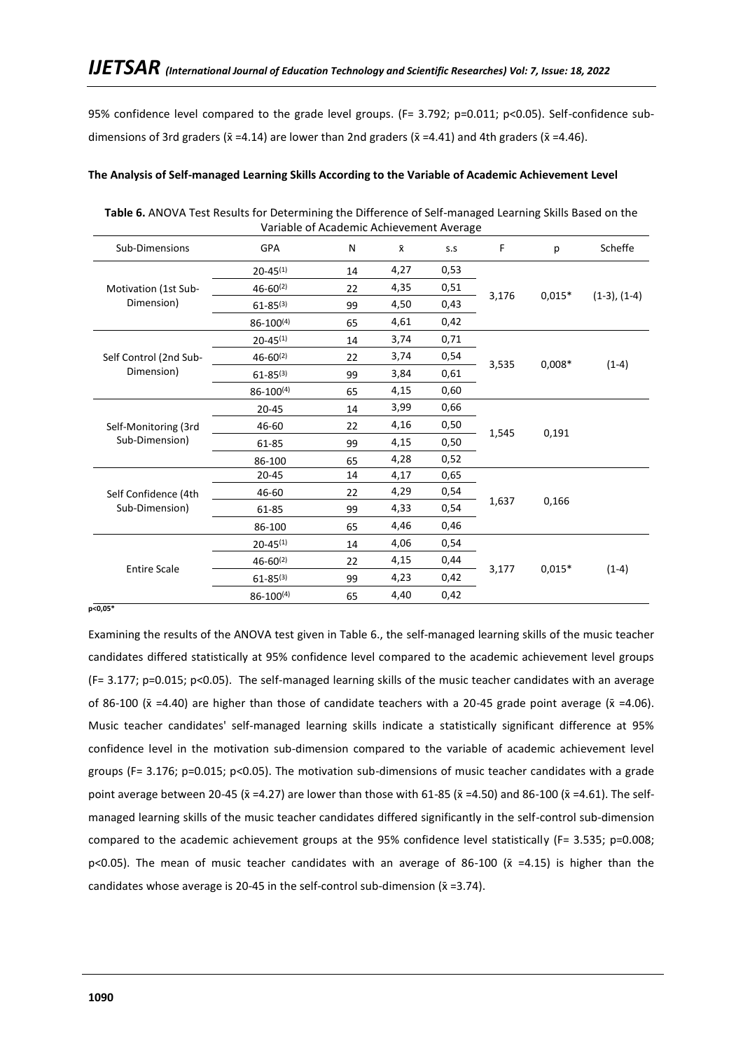95% confidence level compared to the grade level groups. (F= 3.792; p=0.011; p<0.05). Self-confidence sub-dimensions of 3rd graders ($\bar{x}$ =4.14) are lower than 2nd graders ($\bar{x}$ =4.41) and 4th graders ($\bar{x}$ =4.46).

**The Analysis of Self-managed Learning Skills According to the Variable of Academic Achievement Level**

**Table 6.** ANOVA Test Results for Determining the Difference of Self-managed Learning Skills Based on the Variable of Academic Achievement Average

| Sub-Dimensions | GPA | N | $\bar{x}$ | s.s | F | p | Scheffe |
|---|---|---|---|---|---|---|---|
| Motivation (1st Sub-Dimension) | 20-45(1) | 14 | 4,27 | 0,53 | 3,176 | 0,015* | (1-3), (1-4) |
| | 46-60(2) | 22 | 4,35 | 0,51 | | | |
| | 61-85(3) | 99 | 4,50 | 0,43 | | | |
| | 86-100(4) | 65 | 4,61 | 0,42 | | | |
| Self Control (2nd Sub-Dimension) | 20-45(1) | 14 | 3,74 | 0,71 | 3,535 | 0,008* | (1-4) |
| | 46-60(2) | 22 | 3,74 | 0,54 | | | |
| | 61-85(3) | 99 | 3,84 | 0,61 | | | |
| | 86-100(4) | 65 | 4,15 | 0,60 | | | |
| Self-Monitoring (3rd Sub-Dimension) | 20-45 | 14 | 3,99 | 0,66 | 1,545 | 0,191 | |
| | 46-60 | 22 | 4,16 | 0,50 | | | |
| | 61-85 | 99 | 4,15 | 0,50 | | | |
| | 86-100 | 65 | 4,28 | 0,52 | | | |
| Self Confidence (4th Sub-Dimension) | 20-45 | 14 | 4,17 | 0,65 | 1,637 | 0,166 | |
| | 46-60 | 22 | 4,29 | 0,54 | | | |
| | 61-85 | 99 | 4,33 | 0,54 | | | |
| | 86-100 | 65 | 4,46 | 0,46 | | | |
| Entire Scale | 20-45(1) | 14 | 4,06 | 0,54 | 3,177 | 0,015* | (1-4) |
| | 46-60(2) | 22 | 4,15 | 0,44 | | | |
| | 61-85(3) | 99 | 4,23 | 0,42 | | | |
| | 86-100(4) | 65 | 4,40 | 0,42 | | | |

p<0,05*

Examining the results of the ANOVA test given in Table 6., the self-managed learning skills of the music teacher candidates differed statistically at 95% confidence level compared to the academic achievement level groups (F= 3.177; p=0.015; p<0.05). The self-managed learning skills of the music teacher candidates with an average of 86-100 ($\bar{x}$ =4.40) are higher than those of candidate teachers with a 20-45 grade point average ($\bar{x}$ =4.06). Music teacher candidates' self-managed learning skills indicate a statistically significant difference at 95% confidence level in the motivation sub-dimension compared to the variable of academic achievement level groups (F= 3.176; p=0.015; p<0.05). The motivation sub-dimensions of music teacher candidates with a grade point average between 20-45 ($\bar{x}$ =4.27) are lower than those with 61-85 ($\bar{x}$ =4.50) and 86-100 ($\bar{x}$ =4.61). The self-managed learning skills of the music teacher candidates differed significantly in the self-control sub-dimension compared to the academic achievement groups at the 95% confidence level statistically (F= 3.535; p=0.008; p<0.05). The mean of music teacher candidates with an average of 86-100 ($\bar{x}$ =4.15) is higher than the candidates whose average is 20-45 in the self-control sub-dimension ($\bar{x}$ =3.74).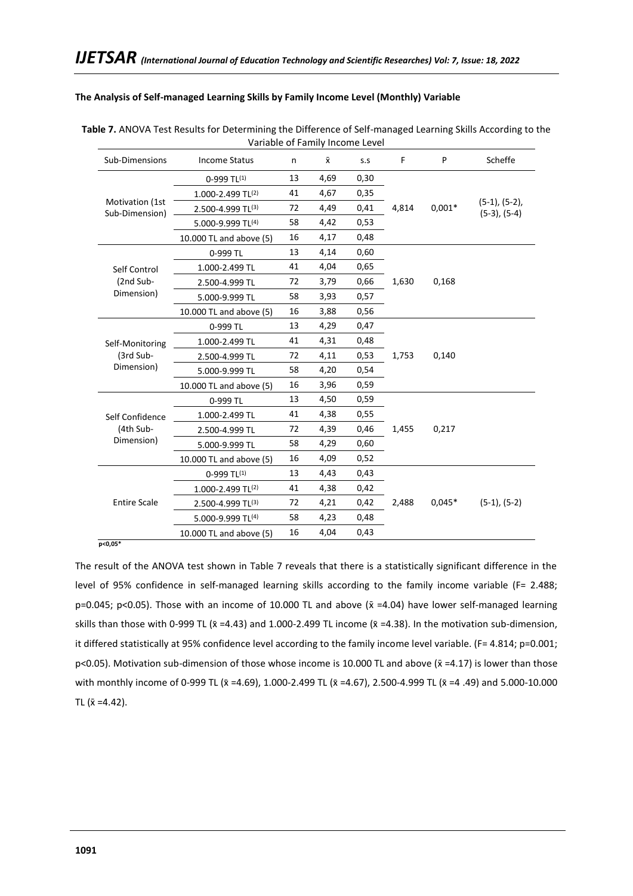### The Analysis of Self-managed Learning Skills by Family Income Level (Monthly) Variable

**Table 7.** ANOVA Test Results for Determining the Difference of Self-managed Learning Skills According to the Variable of Family Income Level

| Sub-Dimensions | Income Status | n | x̄ | s.s | F | P | Scheffe |
|---|---|---|---|---|---|---|---|
| Motivation (1st Sub-Dimension) | 0-999 TL(1) | 13 | 4,69 | 0,30 | 4,814 | 0,001* | (5-1), (5-2), (5-3), (5-4) |
| | 1.000-2.499 TL(2) | 41 | 4,67 | 0,35 | | | |
| | 2.500-4.999 TL(3) | 72 | 4,49 | 0,41 | | | |
| | 5.000-9.999 TL(4) | 58 | 4,42 | 0,53 | | | |
| | 10.000 TL and above (5) | 16 | 4,17 | 0,48 | | | |
| Self Control (2nd Sub-Dimension) | 0-999 TL | 13 | 4,14 | 0,60 | 1,630 | 0,168 | |
| | 1.000-2.499 TL | 41 | 4,04 | 0,65 | | | |
| | 2.500-4.999 TL | 72 | 3,79 | 0,66 | | | |
| | 5.000-9.999 TL | 58 | 3,93 | 0,57 | | | |
| | 10.000 TL and above (5) | 16 | 3,88 | 0,56 | | | |
| Self-Monitoring (3rd Sub-Dimension) | 0-999 TL | 13 | 4,29 | 0,47 | 1,753 | 0,140 | |
| | 1.000-2.499 TL | 41 | 4,31 | 0,48 | | | |
| | 2.500-4.999 TL | 72 | 4,11 | 0,53 | | | |
| | 5.000-9.999 TL | 58 | 4,20 | 0,54 | | | |
| | 10.000 TL and above (5) | 16 | 3,96 | 0,59 | | | |
| Self Confidence (4th Sub-Dimension) | 0-999 TL | 13 | 4,50 | 0,59 | 1,455 | 0,217 | |
| | 1.000-2.499 TL | 41 | 4,38 | 0,55 | | | |
| | 2.500-4.999 TL | 72 | 4,39 | 0,46 | | | |
| | 5.000-9.999 TL | 58 | 4,29 | 0,60 | | | |
| | 10.000 TL and above (5) | 16 | 4,09 | 0,52 | | | |
| Entire Scale | 0-999 TL(1) | 13 | 4,43 | 0,43 | 2,488 | 0,045* | (5-1), (5-2) |
| | 1.000-2.499 TL(2) | 41 | 4,38 | 0,42 | | | |
| | 2.500-4.999 TL(3) | 72 | 4,21 | 0,42 | | | |
| | 5.000-9.999 TL(4) | 58 | 4,23 | 0,48 | | | |
| | 10.000 TL and above (5) | 16 | 4,04 | 0,43 | | | |

p<0,05*

The result of the ANOVA test shown in Table 7 reveals that there is a statistically significant difference in the level of 95% confidence in self-managed learning skills according to the family income variable (F= 2.488; p=0.045; p<0.05). Those with an income of 10.000 TL and above (x̄ =4.04) have lower self-managed learning skills than those with 0-999 TL (x̄ =4.43) and 1.000-2.499 TL income (x̄ =4.38). In the motivation sub-dimension, it differed statistically at 95% confidence level according to the family income level variable. (F= 4.814; p=0.001; p<0.05). Motivation sub-dimension of those whose income is 10.000 TL and above (x̄ =4.17) is lower than those with monthly income of 0-999 TL (x̄ =4.69), 1.000-2.499 TL (x̄ =4.67), 2.500-4.999 TL (x̄ =4 .49) and 5.000-10.000 TL (x̄ =4.42).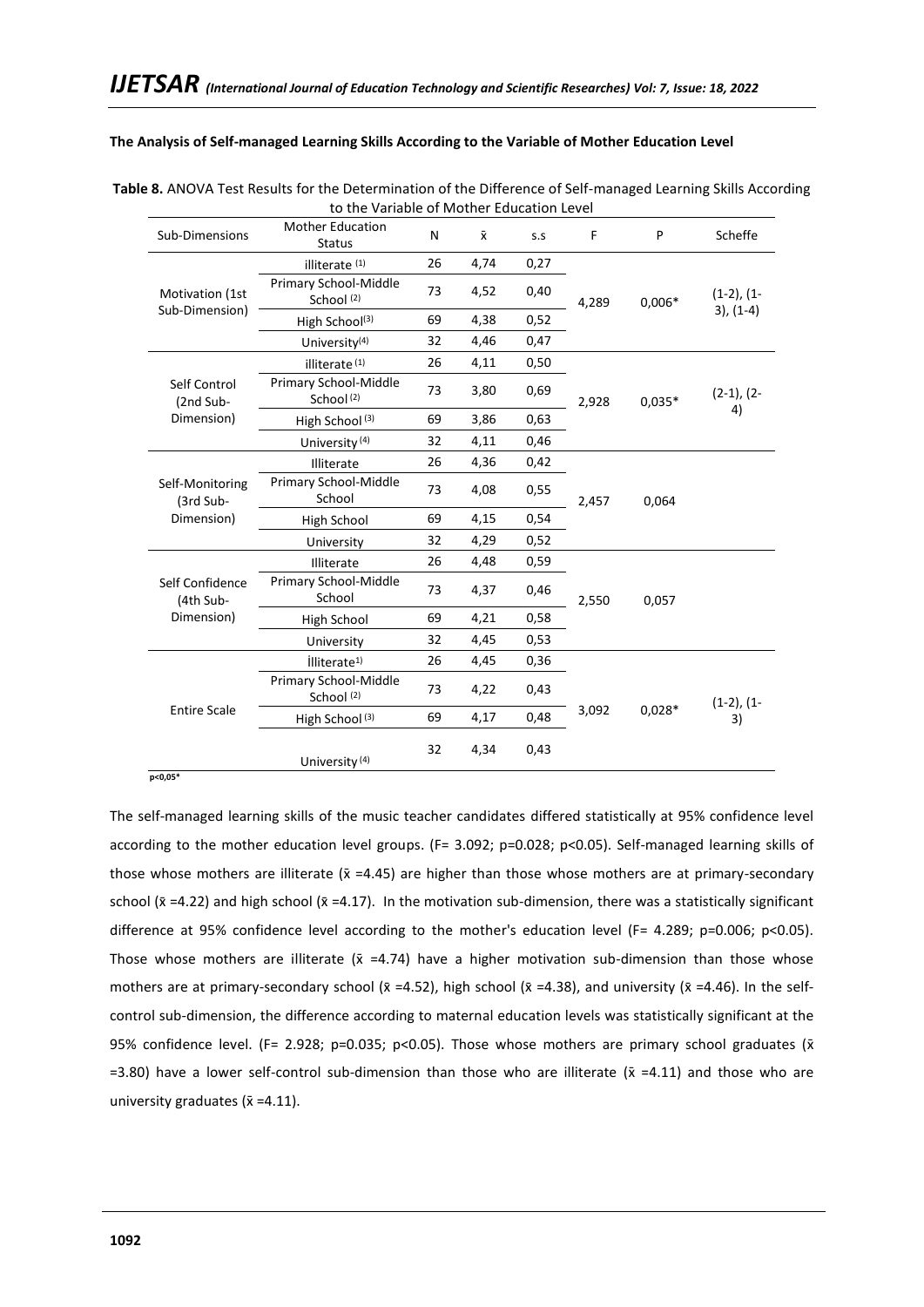**The Analysis of Self-managed Learning Skills According to the Variable of Mother Education Level**

**Table 8.** ANOVA Test Results for the Determination of the Difference of Self-managed Learning Skills According to the Variable of Mother Education Level

| Sub-Dimensions | Mother Education Status | N | x̄ | s.s | F | P | Scheffe |
|---|---|---|---|---|---|---|---|
| Motivation (1st Sub-Dimension) | illiterate (1) | 26 | 4,74 | 0,27 | 4,289 | 0,006* | (1-2), (1-3), (1-4) |
| | Primary School-Middle School (2) | 73 | 4,52 | 0,40 | | | |
| | High School(3) | 69 | 4,38 | 0,52 | | | |
| | University(4) | 32 | 4,46 | 0,47 | | | |
| Self Control (2nd Sub-Dimension) | illiterate (1) | 26 | 4,11 | 0,50 | 2,928 | 0,035* | (2-1), (2-4) |
| | Primary School-Middle School (2) | 73 | 3,80 | 0,69 | | | |
| | High School (3) | 69 | 3,86 | 0,63 | | | |
| | University (4) | 32 | 4,11 | 0,46 | | | |
| Self-Monitoring (3rd Sub-Dimension) | Illiterate | 26 | 4,36 | 0,42 | 2,457 | 0,064 | |
| | Primary School-Middle School | 73 | 4,08 | 0,55 | | | |
| | High School | 69 | 4,15 | 0,54 | | | |
| | University | 32 | 4,29 | 0,52 | | | |
| Self Confidence (4th Sub-Dimension) | Illiterate | 26 | 4,48 | 0,59 | 2,550 | 0,057 | |
| | Primary School-Middle School | 73 | 4,37 | 0,46 | | | |
| | High School | 69 | 4,21 | 0,58 | | | |
| | University | 32 | 4,45 | 0,53 | | | |
| Entire Scale | İlliterate1) | 26 | 4,45 | 0,36 | 3,092 | 0,028* | (1-2), (1-3) |
| | Primary School-Middle School (2) | 73 | 4,22 | 0,43 | | | |
| | High School (3) | 69 | 4,17 | 0,48 | | | |
| | University (4) | 32 | 4,34 | 0,43 | | | |

**p<0,05***

The self-managed learning skills of the music teacher candidates differed statistically at 95% confidence level according to the mother education level groups. (F= 3.092; p=0.028; p<0.05). Self-managed learning skills of those whose mothers are illiterate (x̄ =4.45) are higher than those whose mothers are at primary-secondary school (x̄ =4.22) and high school (x̄ =4.17). In the motivation sub-dimension, there was a statistically significant difference at 95% confidence level according to the mother's education level (F= 4.289; p=0.006; p<0.05). Those whose mothers are illiterate (x̄ =4.74) have a higher motivation sub-dimension than those whose mothers are at primary-secondary school (x̄ =4.52), high school (x̄ =4.38), and university (x̄ =4.46). In the self-control sub-dimension, the difference according to maternal education levels was statistically significant at the 95% confidence level. (F= 2.928; p=0.035; p<0.05). Those whose mothers are primary school graduates (x̄ =3.80) have a lower self-control sub-dimension than those who are illiterate (x̄ =4.11) and those who are university graduates (x̄ =4.11).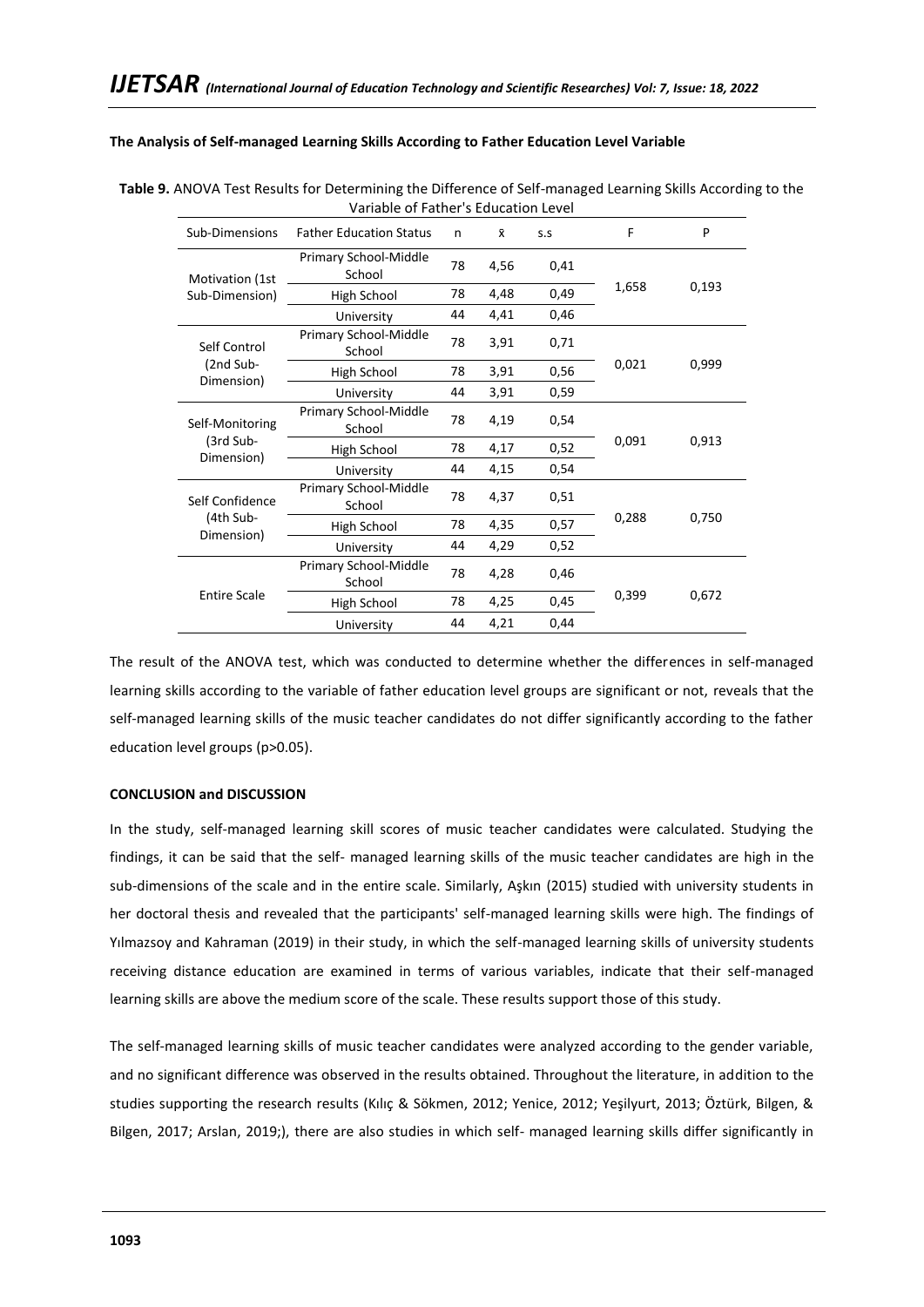**The Analysis of Self-managed Learning Skills According to Father Education Level Variable**

**Table 9.** ANOVA Test Results for Determining the Difference of Self-managed Learning Skills According to the Variable of Father's Education Level

| Sub-Dimensions | Father Education Status | n | x̄ | s.s | F | P |
|---|---|---|---|---|---|---|
| Motivation (1st Sub-Dimension) | Primary School-Middle School | 78 | 4,56 | 0,41 | 1,658 | 0,193 |
| | High School | 78 | 4,48 | 0,49 | | |
| | University | 44 | 4,41 | 0,46 | | |
| Self Control (2nd Sub-Dimension) | Primary School-Middle School | 78 | 3,91 | 0,71 | 0,021 | 0,999 |
| | High School | 78 | 3,91 | 0,56 | | |
| | University | 44 | 3,91 | 0,59 | | |
| Self-Monitoring (3rd Sub-Dimension) | Primary School-Middle School | 78 | 4,19 | 0,54 | 0,091 | 0,913 |
| | High School | 78 | 4,17 | 0,52 | | |
| | University | 44 | 4,15 | 0,54 | | |
| Self Confidence (4th Sub-Dimension) | Primary School-Middle School | 78 | 4,37 | 0,51 | 0,288 | 0,750 |
| | High School | 78 | 4,35 | 0,57 | | |
| | University | 44 | 4,29 | 0,52 | | |
| Entire Scale | Primary School-Middle School | 78 | 4,28 | 0,46 | 0,399 | 0,672 |
| | High School | 78 | 4,25 | 0,45 | | |
| | University | 44 | 4,21 | 0,44 | | |

The result of the ANOVA test, which was conducted to determine whether the differences in self-managed learning skills according to the variable of father education level groups are significant or not, reveals that the self-managed learning skills of the music teacher candidates do not differ significantly according to the father education level groups ($p>0.05$).

## CONCLUSION and DISCUSSION

In the study, self-managed learning skill scores of music teacher candidates were calculated. Studying the findings, it can be said that the self- managed learning skills of the music teacher candidates are high in the sub-dimensions of the scale and in the entire scale. Similarly, Aşkın (2015) studied with university students in her doctoral thesis and revealed that the participants' self-managed learning skills were high. The findings of Yılmazsoy and Kahraman (2019) in their study, in which the self-managed learning skills of university students receiving distance education are examined in terms of various variables, indicate that their self-managed learning skills are above the medium score of the scale. These results support those of this study.

The self-managed learning skills of music teacher candidates were analyzed according to the gender variable, and no significant difference was observed in the results obtained. Throughout the literature, in addition to the studies supporting the research results (Kılıç & Sökmen, 2012; Yenice, 2012; Yeşilyurt, 2013; Öztürk, Bilgen, & Bilgen, 2017; Arslan, 2019;), there are also studies in which self- managed learning skills differ significantly in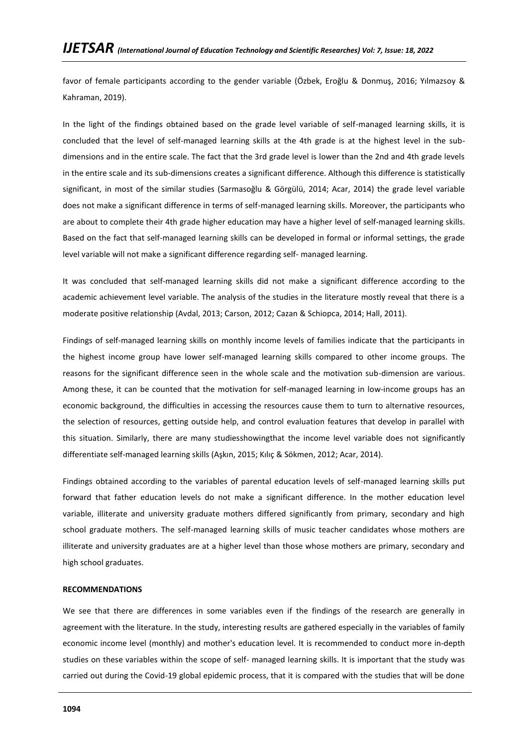favor of female participants according to the gender variable (Özbek, Eroğlu & Donmuş, 2016; Yılmazsoy & Kahraman, 2019).

In the light of the findings obtained based on the grade level variable of self-managed learning skills, it is concluded that the level of self-managed learning skills at the 4th grade is at the highest level in the sub-dimensions and in the entire scale. The fact that the 3rd grade level is lower than the 2nd and 4th grade levels in the entire scale and its sub-dimensions creates a significant difference. Although this difference is statistically significant, in most of the similar studies (Sarmasoğlu & Görgülü, 2014; Acar, 2014) the grade level variable does not make a significant difference in terms of self-managed learning skills. Moreover, the participants who are about to complete their 4th grade higher education may have a higher level of self-managed learning skills. Based on the fact that self-managed learning skills can be developed in formal or informal settings, the grade level variable will not make a significant difference regarding self- managed learning.

It was concluded that self-managed learning skills did not make a significant difference according to the academic achievement level variable. The analysis of the studies in the literature mostly reveal that there is a moderate positive relationship (Avdal, 2013; Carson, 2012; Cazan & Schiopca, 2014; Hall, 2011).

Findings of self-managed learning skills on monthly income levels of families indicate that the participants in the highest income group have lower self-managed learning skills compared to other income groups. The reasons for the significant difference seen in the whole scale and the motivation sub-dimension are various. Among these, it can be counted that the motivation for self-managed learning in low-income groups has an economic background, the difficulties in accessing the resources cause them to turn to alternative resources, the selection of resources, getting outside help, and control evaluation features that develop in parallel with this situation. Similarly, there are many studiesshowingthat the income level variable does not significantly differentiate self-managed learning skills (Aşkın, 2015; Kılıç & Sökmen, 2012; Acar, 2014).

Findings obtained according to the variables of parental education levels of self-managed learning skills put forward that father education levels do not make a significant difference. In the mother education level variable, illiterate and university graduate mothers differed significantly from primary, secondary and high school graduate mothers. The self-managed learning skills of music teacher candidates whose mothers are illiterate and university graduates are at a higher level than those whose mothers are primary, secondary and high school graduates.

**RECOMMENDATIONS**

We see that there are differences in some variables even if the findings of the research are generally in agreement with the literature. In the study, interesting results are gathered especially in the variables of family economic income level (monthly) and mother's education level. It is recommended to conduct more in-depth studies on these variables within the scope of self- managed learning skills. It is important that the study was carried out during the Covid-19 global epidemic process, that it is compared with the studies that will be done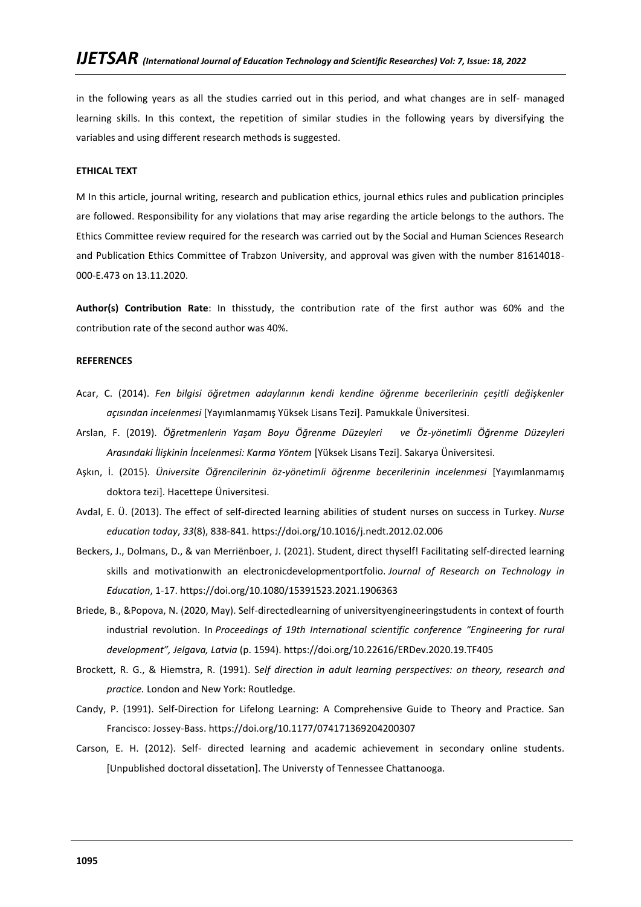in the following years as all the studies carried out in this period, and what changes are in self- managed learning skills. In this context, the repetition of similar studies in the following years by diversifying the variables and using different research methods is suggested.

**ETHICAL TEXT**

M In this article, journal writing, research and publication ethics, journal ethics rules and publication principles are followed. Responsibility for any violations that may arise regarding the article belongs to the authors. The Ethics Committee review required for the research was carried out by the Social and Human Sciences Research and Publication Ethics Committee of Trabzon University, and approval was given with the number 81614018-000-E.473 on 13.11.2020.

**Author(s) Contribution Rate**: In thisstudy, the contribution rate of the first author was 60% and the contribution rate of the second author was 40%.

**REFERENCES**

Acar, C. (2014). *Fen bilgisi öğretmen adaylarının kendi kendine öğrenme becerilerinin çeşitli değişkenler açısından incelenmesi* [Yayımlanmamış Yüksek Lisans Tezi]. Pamukkale Üniversitesi.

Arslan, F. (2019). *Öğretmenlerin Yaşam Boyu Öğrenme Düzeyleri ve Öz-yönetimli Öğrenme Düzeyleri Arasındaki İlişkinin İncelenmesi: Karma Yöntem* [Yüksek Lisans Tezi]. Sakarya Üniversitesi.

Aşkın, İ. (2015). *Üniversite Öğrencilerinin öz-yönetimli öğrenme becerilerinin incelenmesi* [Yayımlanmamış doktora tezi]. Hacettepe Üniversitesi.

Avdal, E. Ü. (2013). The effect of self-directed learning abilities of student nurses on success in Turkey. *Nurse education today*, *33*(8), 838-841. https://doi.org/10.1016/j.nedt.2012.02.006

Beckers, J., Dolmans, D., & van Merriënboer, J. (2021). Student, direct thyself! Facilitating self-directed learning skills and motivationwith an electronicdevelopmentportfolio. *Journal of Research on Technology in Education*, 1-17. https://doi.org/10.1080/15391523.2021.1906363

Briede, B., &Popova, N. (2020, May). Self-directedlearning of universityengineeringstudents in context of fourth industrial revolution. In *Proceedings of 19th International scientific conference "Engineering for rural development", Jelgava, Latvia* (p. 1594). https://doi.org/10.22616/ERDev.2020.19.TF405

Brockett, R. G., & Hiemstra, R. (1991). S*elf direction in adult learning perspectives: on theory, research and practice.* London and New York: Routledge.

Candy, P. (1991). Self-Direction for Lifelong Learning: A Comprehensive Guide to Theory and Practice. San Francisco: Jossey-Bass. https://doi.org/10.1177/074171369204200307

Carson, E. H. (2012). Self- directed learning and academic achievement in secondary online students. [Unpublished doctoral dissetation]. The Universty of Tennessee Chattanooga.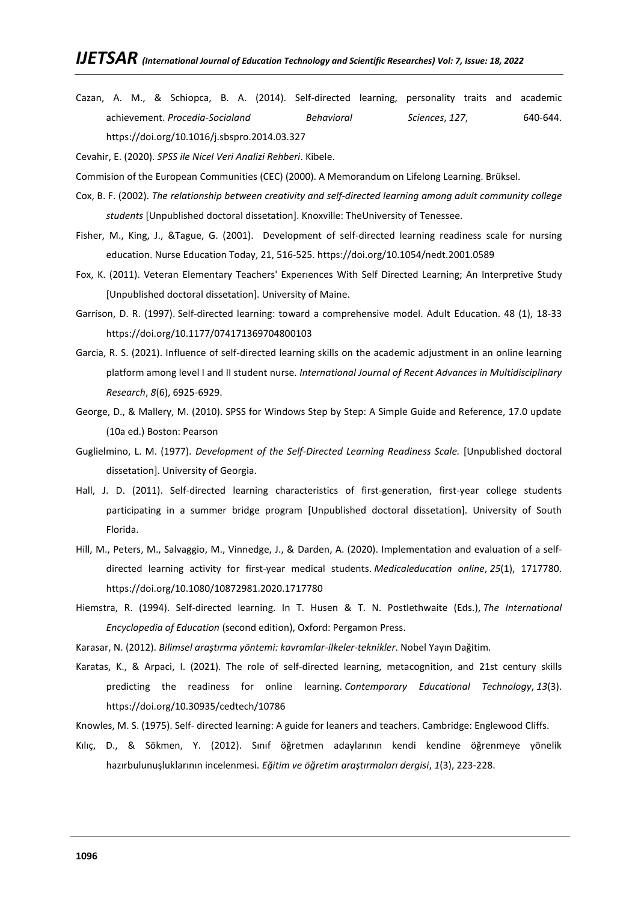Cazan, A. M., & Schiopca, B. A. (2014). Self-directed learning, personality traits and academic achievement. *Procedia-Socialand Behavioral Sciences*, *127*, 640-644. https://doi.org/10.1016/j.sbspro.2014.03.327

Cevahir, E. (2020). *SPSS ile Nicel Veri Analizi Rehberi*. Kibele.

Commision of the European Communities (CEC) (2000). A Memorandum on Lifelong Learning. Brüksel.

Cox, B. F. (2002). *The relationship between creativity and self-directed learning among adult community college students* [Unpublished doctoral dissetation]. Knoxville: TheUniversity of Tenessee.

Fisher, M., King, J., &Tague, G. (2001). Development of self-directed learning readiness scale for nursing education. Nurse Education Today, 21, 516-525. https://doi.org/10.1054/nedt.2001.0589

Fox, K. (2011). Veteran Elementary Teachers' Experıences With Self Directed Learning; An Interpretive Study [Unpublished doctoral dissetation]. University of Maine.

Garrison, D. R. (1997). Self-directed learning: toward a comprehensive model. Adult Education. 48 (1), 18-33 https://doi.org/10.1177/074171369704800103

Garcia, R. S. (2021). Influence of self-directed learning skills on the academic adjustment in an online learning platform among level I and II student nurse. *International Journal of Recent Advances in Multidisciplinary Research*, *8*(6), 6925-6929.

George, D., & Mallery, M. (2010). SPSS for Windows Step by Step: A Simple Guide and Reference, 17.0 update (10a ed.) Boston: Pearson

Guglielmino, L. M. (1977). *Development of the Self-Directed Learning Readiness Scale.* [Unpublished doctoral dissetation]. University of Georgia.

Hall, J. D. (2011). Self-directed learning characteristics of first-generation, first-year college students participating in a summer bridge program [Unpublished doctoral dissetation]. University of South Florida.

Hill, M., Peters, M., Salvaggio, M., Vinnedge, J., & Darden, A. (2020). Implementation and evaluation of a self-directed learning activity for first-year medical students. *Medicaleducation online*, *25*(1), 1717780. https://doi.org/10.1080/10872981.2020.1717780

Hiemstra, R. (1994). Self-directed learning. In T. Husen & T. N. Postlethwaite (Eds.), *The International Encyclopedia of Education* (second edition), Oxford: Pergamon Press.

Karasar, N. (2012). *Bilimsel araştırma yöntemi: kavramlar-ilkeler-teknikler*. Nobel Yayın Dağitim.

Karatas, K., & Arpaci, I. (2021). The role of self-directed learning, metacognition, and 21st century skills predicting the readiness for online learning. *Contemporary Educational Technology*, *13*(3). https://doi.org/10.30935/cedtech/10786

Knowles, M. S. (1975). Self- directed learning: A guide for leaners and teachers. Cambridge: Englewood Cliffs.

Kılıç, D., & Sökmen, Y. (2012). Sınıf öğretmen adaylarının kendi kendine öğrenmeye yönelik hazırbulunuşluklarının incelenmesi. *Eğitim ve öğretim araştırmaları dergisi*, *1*(3), 223-228.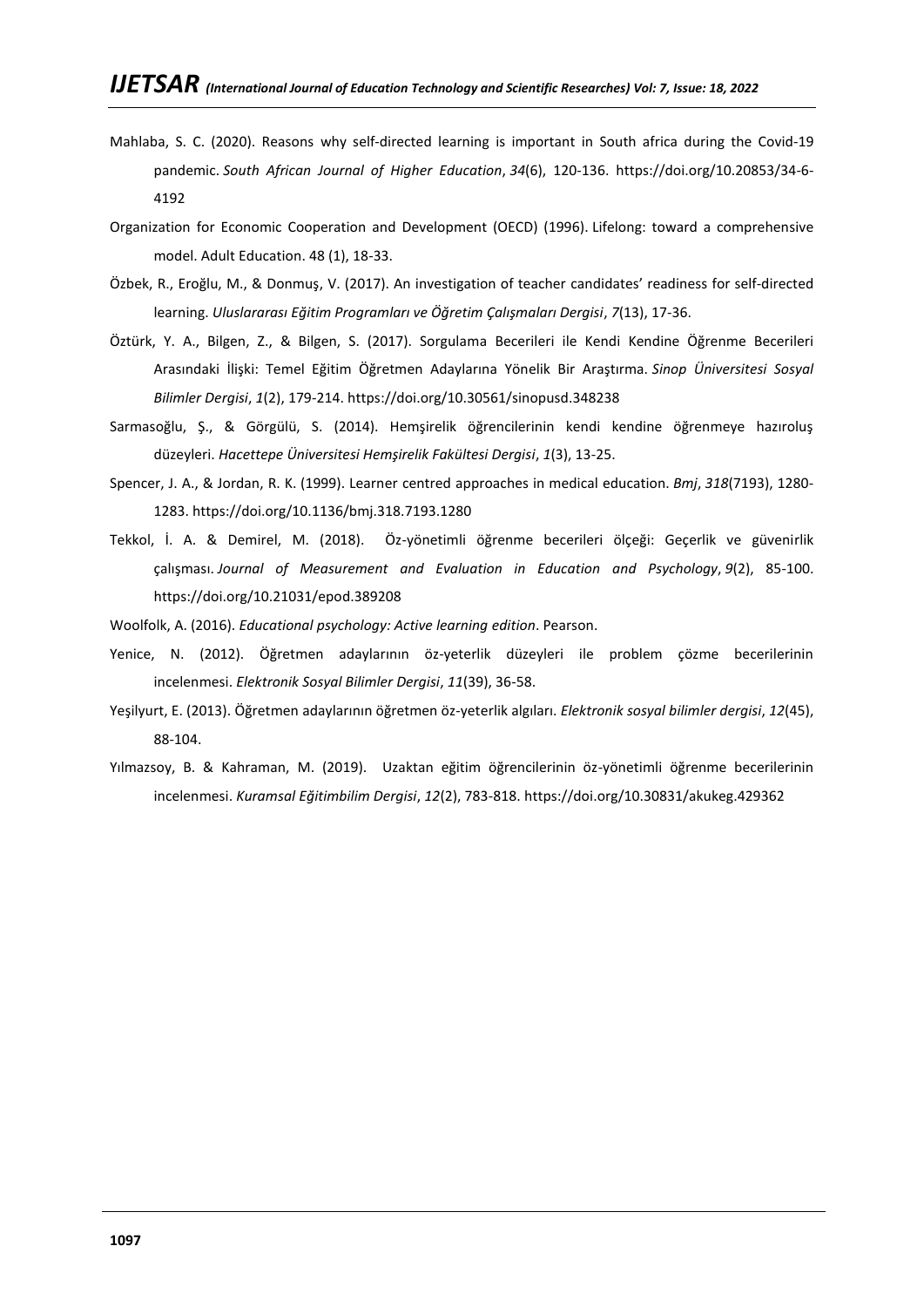Mahlaba, S. C. (2020). Reasons why self-directed learning is important in South africa during the Covid-19 pandemic. *South African Journal of Higher Education*, *34*(6), 120-136. https://doi.org/10.20853/34-6-4192

Organization for Economic Cooperation and Development (OECD) (1996). Lifelong: toward a comprehensive model. Adult Education. 48 (1), 18-33.

Özbek, R., Eroğlu, M., & Donmuş, V. (2017). An investigation of teacher candidates' readiness for self-directed learning. *Uluslararası Eğitim Programları ve Öğretim Çalışmaları Dergisi*, *7*(13), 17-36.

Öztürk, Y. A., Bilgen, Z., & Bilgen, S. (2017). Sorgulama Becerileri ile Kendi Kendine Öğrenme Becerileri Arasındaki İlişki: Temel Eğitim Öğretmen Adaylarına Yönelik Bir Araştırma. *Sinop Üniversitesi Sosyal Bilimler Dergisi*, *1*(2), 179-214. https://doi.org/10.30561/sinopusd.348238

Sarmasoğlu, Ş., & Görgülü, S. (2014). Hemşirelik öğrencilerinin kendi kendine öğrenmeye hazıroluş düzeyleri. *Hacettepe Üniversitesi Hemşirelik Fakültesi Dergisi*, *1*(3), 13-25.

Spencer, J. A., & Jordan, R. K. (1999). Learner centred approaches in medical education. *Bmj*, *318*(7193), 1280-1283. https://doi.org/10.1136/bmj.318.7193.1280

Tekkol, İ. A. & Demirel, M. (2018). Öz-yönetimli öğrenme becerileri ölçeği: Geçerlik ve güvenirlik çalışması. *Journal of Measurement and Evaluation in Education and Psychology*, *9*(2), 85-100. https://doi.org/10.21031/epod.389208

Woolfolk, A. (2016). *Educational psychology: Active learning edition*. Pearson.

Yenice, N. (2012). Öğretmen adaylarının öz-yeterlik düzeyleri ile problem çözme becerilerinin incelenmesi. *Elektronik Sosyal Bilimler Dergisi*, *11*(39), 36-58.

Yeşilyurt, E. (2013). Öğretmen adaylarının öğretmen öz-yeterlik algıları. *Elektronik sosyal bilimler dergisi*, *12*(45), 88-104.

Yılmazsoy, B. & Kahraman, M. (2019). Uzaktan eğitim öğrencilerinin öz-yönetimli öğrenme becerilerinin incelenmesi. *Kuramsal Eğitimbilim Dergisi*, *12*(2), 783-818. https://doi.org/10.30831/akukeg.429362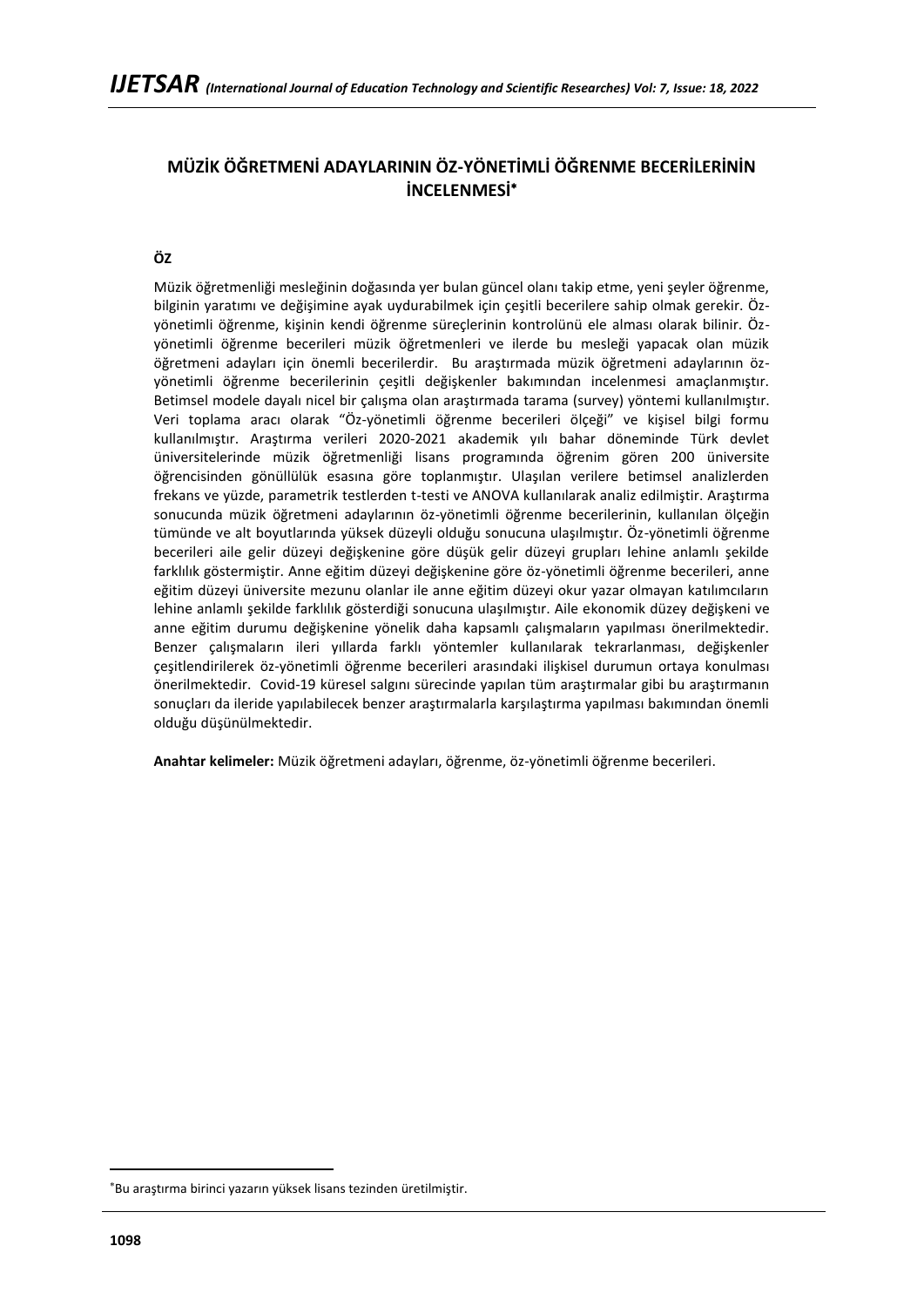# MÜZİK ÖĞRETMENİ ADAYLARININ ÖZ-YÖNETİMLİ ÖĞRENME BECERİLERİNİN İNCELENMESİ*

## ÖZ

Müzik öğretmenliği mesleğinin doğasında yer bulan güncel olanı takip etme, yeni şeyler öğrenme, bilginin yaratımı ve değişimine ayak uydurabilmek için çeşitli becerilere sahip olmak gerekir. Öz-yönetimli öğrenme, kişinin kendi öğrenme süreçlerinin kontrolünü ele alması olarak bilinir. Öz-yönetimli öğrenme becerileri müzik öğretmenleri ve ilerde bu mesleği yapacak olan müzik öğretmeni adayları için önemli becerilerdir. Bu araştırmada müzik öğretmeni adaylarının öz-yönetimli öğrenme becerilerinin çeşitli değişkenler bakımından incelenmesi amaçlanmıştır. Betimsel modele dayalı nicel bir çalışma olan araştırmada tarama (survey) yöntemi kullanılmıştır. Veri toplama aracı olarak "Öz-yönetimli öğrenme becerileri ölçeği" ve kişisel bilgi formu kullanılmıştır. Araştırma verileri 2020-2021 akademik yılı bahar döneminde Türk devlet üniversitelerinde müzik öğretmenliği lisans programında öğrenim gören 200 üniversite öğrencisinden gönüllülük esasına göre toplanmıştır. Ulaşılan verilere betimsel analizlerden frekans ve yüzde, parametrik testlerden t-testi ve ANOVA kullanılarak analiz edilmiştir. Araştırma sonucunda müzik öğretmeni adaylarının öz-yönetimli öğrenme becerilerinin, kullanılan ölçeğin tümünde ve alt boyutlarında yüksek düzeyli olduğu sonucuna ulaşılmıştır. Öz-yönetimli öğrenme becerileri aile gelir düzeyi değişkenine göre düşük gelir düzeyi grupları lehine anlamlı şekilde farklılık göstermiştir. Anne eğitim düzeyi değişkenine göre öz-yönetimli öğrenme becerileri, anne eğitim düzeyi üniversite mezunu olanlar ile anne eğitim düzeyi okur yazar olmayan katılımcıların lehine anlamlı şekilde farklılık gösterdiği sonucuna ulaşılmıştır. Aile ekonomik düzey değişkeni ve anne eğitim durumu değişkenine yönelik daha kapsamlı çalışmaların yapılması önerilmektedir. Benzer çalışmaların ileri yıllarda farklı yöntemler kullanılarak tekrarlanması, değişkenler çeşitlendirilerek öz-yönetimli öğrenme becerileri arasındaki ilişkisel durumun ortaya konulması önerilmektedir. Covid-19 küresel salgını sürecinde yapılan tüm araştırmalar gibi bu araştırmanın sonuçları da ileride yapılabilecek benzer araştırmalarla karşılaştırma yapılması bakımından önemli olduğu düşünülmektedir.

**Anahtar kelimeler:** Müzik öğretmeni adayları, öğrenme, öz-yönetimli öğrenme becerileri.

---

*Bu araştırma birinci yazarın yüksek lisans tezinden üretilmiştir.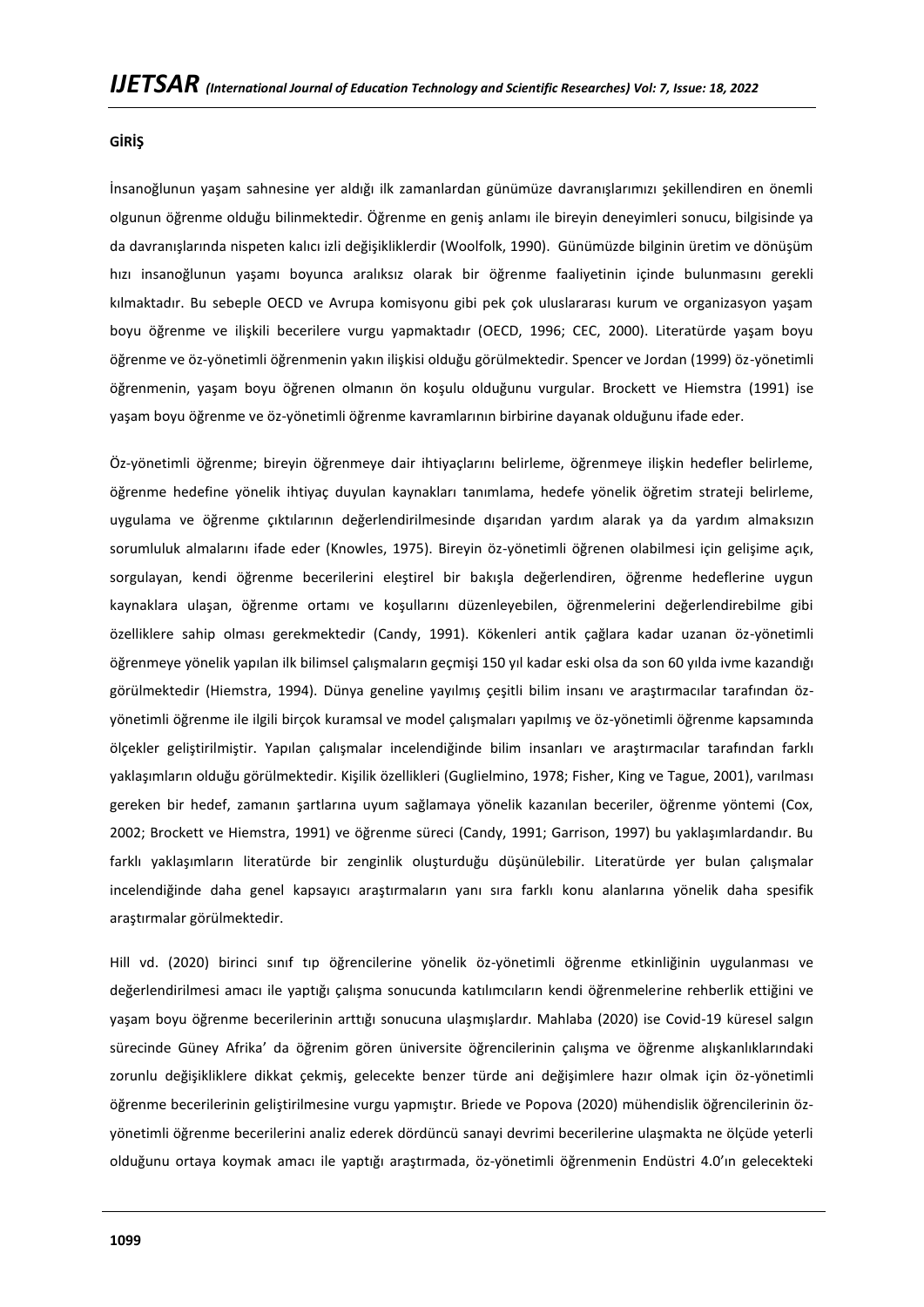**GİRİŞ**

İnsanoğlunun yaşam sahnesine yer aldığı ilk zamanlardan günümüze davranışlarımızı şekillendiren en önemli olgunun öğrenme olduğu bilinmektedir. Öğrenme en geniş anlamı ile bireyin deneyimleri sonucu, bilgisinde ya da davranışlarında nispeten kalıcı izli değişikliklerdir (Woolfolk, 1990). Günümüzde bilginin üretim ve dönüşüm hızı insanoğlunun yaşamı boyunca aralıksız olarak bir öğrenme faaliyetinin içinde bulunmasını gerekli kılmaktadır. Bu sebeple OECD ve Avrupa komisyonu gibi pek çok uluslararası kurum ve organizasyon yaşam boyu öğrenme ve ilişkili becerilere vurgu yapmaktadır (OECD, 1996; CEC, 2000). Literatürde yaşam boyu öğrenme ve öz-yönetimli öğrenmenin yakın ilişkisi olduğu görülmektedir. Spencer ve Jordan (1999) öz-yönetimli öğrenmenin, yaşam boyu öğrenen olmanın ön koşulu olduğunu vurgular. Brockett ve Hiemstra (1991) ise yaşam boyu öğrenme ve öz-yönetimli öğrenme kavramlarının birbirine dayanak olduğunu ifade eder.

Öz-yönetimli öğrenme; bireyin öğrenmeye dair ihtiyaçlarını belirleme, öğrenmeye ilişkin hedefler belirleme, öğrenme hedefine yönelik ihtiyaç duyulan kaynakları tanımlama, hedefe yönelik öğretim strateji belirleme, uygulama ve öğrenme çıktılarının değerlendirilmesinde dışarıdan yardım alarak ya da yardım almaksızın sorumluluk almalarını ifade eder (Knowles, 1975). Bireyin öz-yönetimli öğrenen olabilmesi için gelişime açık, sorgulayan, kendi öğrenme becerilerini eleştirel bir bakışla değerlendiren, öğrenme hedeflerine uygun kaynaklara ulaşan, öğrenme ortamı ve koşullarını düzenleyebilen, öğrenmelerini değerlendirebilme gibi özelliklere sahip olması gerekmektedir (Candy, 1991). Kökenleri antik çağlara kadar uzanan öz-yönetimli öğrenmeye yönelik yapılan ilk bilimsel çalışmaların geçmişi 150 yıl kadar eski olsa da son 60 yılda ivme kazandığı görülmektedir (Hiemstra, 1994). Dünya geneline yayılmış çeşitli bilim insanı ve araştırmacılar tarafından öz-yönetimli öğrenme ile ilgili birçok kuramsal ve model çalışmaları yapılmış ve öz-yönetimli öğrenme kapsamında ölçekler geliştirilmiştir. Yapılan çalışmalar incelendiğinde bilim insanları ve araştırmacılar tarafından farklı yaklaşımların olduğu görülmektedir. Kişilik özellikleri (Guglielmino, 1978; Fisher, King ve Tague, 2001), varılması gereken bir hedef, zamanın şartlarına uyum sağlamaya yönelik kazanılan beceriler, öğrenme yöntemi (Cox, 2002; Brockett ve Hiemstra, 1991) ve öğrenme süreci (Candy, 1991; Garrison, 1997) bu yaklaşımlardandır. Bu farklı yaklaşımların literatürde bir zenginlik oluşturduğu düşünülebilir. Literatürde yer bulan çalışmalar incelendiğinde daha genel kapsayıcı araştırmaların yanı sıra farklı konu alanlarına yönelik daha spesifik araştırmalar görülmektedir.

Hill vd. (2020) birinci sınıf tıp öğrencilerine yönelik öz-yönetimli öğrenme etkinliğinin uygulanması ve değerlendirilmesi amacı ile yaptığı çalışma sonucunda katılımcıların kendi öğrenmelerine rehberlik ettiğini ve yaşam boyu öğrenme becerilerinin arttığı sonucuna ulaşmışlardır. Mahlaba (2020) ise Covid-19 küresel salgın sürecinde Güney Afrika' da öğrenim gören üniversite öğrencilerinin çalışma ve öğrenme alışkanlıklarındaki zorunlu değişikliklere dikkat çekmiş, gelecekte benzer türde ani değişimlere hazır olmak için öz-yönetimli öğrenme becerilerinin geliştirilmesine vurgu yapmıştır. Briede ve Popova (2020) mühendislik öğrencilerinin öz-yönetimli öğrenme becerilerini analiz ederek dördüncü sanayi devrimi becerilerine ulaşmakta ne ölçüde yeterli olduğunu ortaya koymak amacı ile yaptığı araştırmada, öz-yönetimli öğrenmenin Endüstri 4.0'ın gelecekteki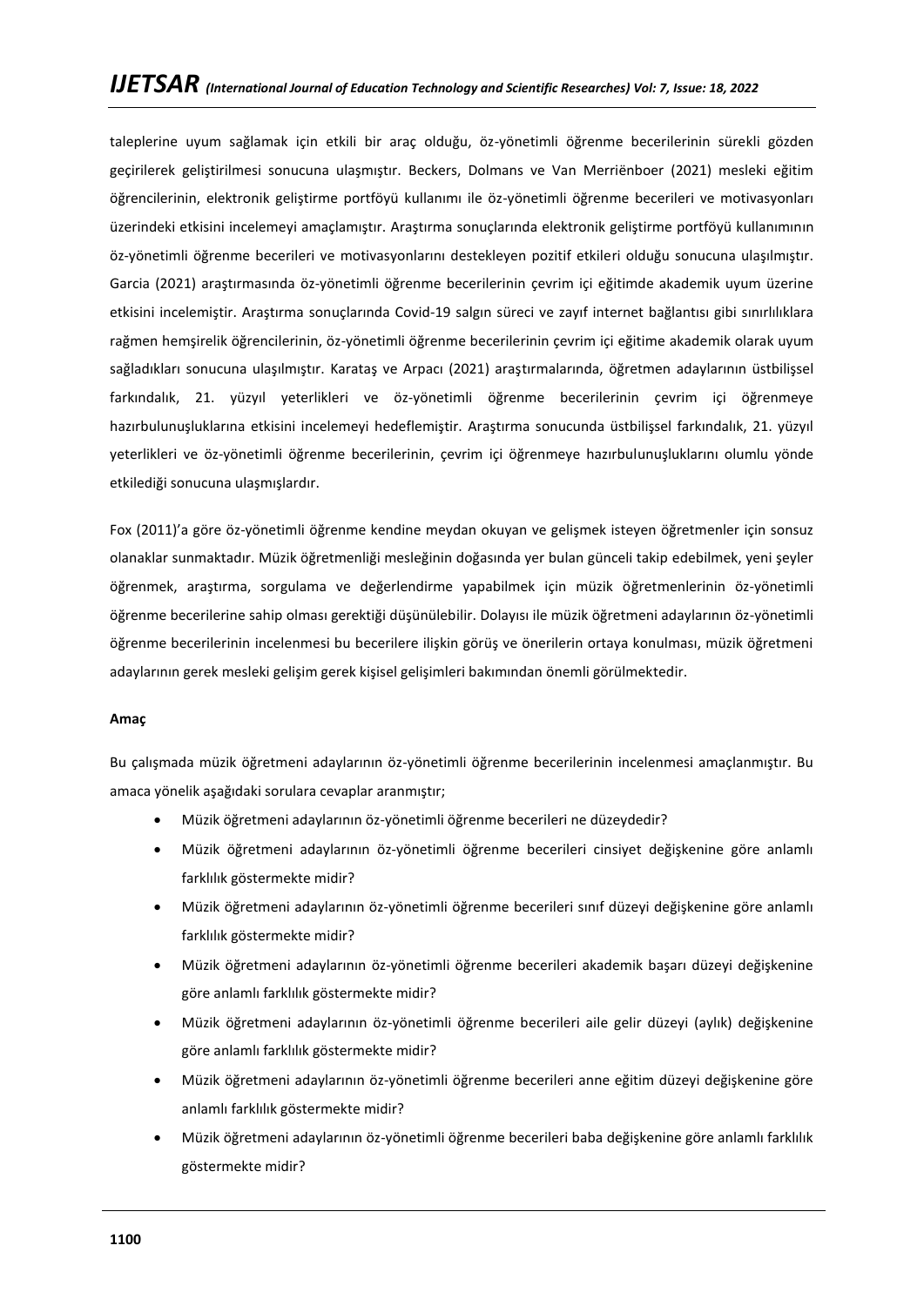taleplerine uyum sağlamak için etkili bir araç olduğu, öz-yönetimli öğrenme becerilerinin sürekli gözden geçirilerek geliştirilmesi sonucuna ulaşmıştır. Beckers, Dolmans ve Van Merriënboer (2021) mesleki eğitim öğrencilerinin, elektronik geliştirme portföyü kullanımı ile öz-yönetimli öğrenme becerileri ve motivasyonları üzerindeki etkisini incelemeyi amaçlamıştır. Araştırma sonuçlarında elektronik geliştirme portföyü kullanımının öz-yönetimli öğrenme becerileri ve motivasyonlarını destekleyen pozitif etkileri olduğu sonucuna ulaşılmıştır. Garcia (2021) araştırmasında öz-yönetimli öğrenme becerilerinin çevrim içi eğitimde akademik uyum üzerine etkisini incelemiştir. Araştırma sonuçlarında Covid-19 salgın süreci ve zayıf internet bağlantısı gibi sınırlılıklara rağmen hemşirelik öğrencilerinin, öz-yönetimli öğrenme becerilerinin çevrim içi eğitime akademik olarak uyum sağladıkları sonucuna ulaşılmıştır. Karataş ve Arpacı (2021) araştırmalarında, öğretmen adaylarının üstbilişsel farkındalık, 21. yüzyıl yeterlikleri ve öz-yönetimli öğrenme becerilerinin çevrim içi öğrenmeye hazırbulunuşluklarına etkisini incelemeyi hedeflemiştir. Araştırma sonucunda üstbilişsel farkındalık, 21. yüzyıl yeterlikleri ve öz-yönetimli öğrenme becerilerinin, çevrim içi öğrenmeye hazırbulunuşluklarını olumlu yönde etkilediği sonucuna ulaşmışlardır.

Fox (2011)'a göre öz-yönetimli öğrenme kendine meydan okuyan ve gelişmek isteyen öğretmenler için sonsuz olanaklar sunmaktadır. Müzik öğretmenliği mesleğinin doğasında yer bulan günceli takip edebilmek, yeni şeyler öğrenmek, araştırma, sorgulama ve değerlendirme yapabilmek için müzik öğretmenlerinin öz-yönetimli öğrenme becerilerine sahip olması gerektiği düşünülebilir. Dolayısı ile müzik öğretmeni adaylarının öz-yönetimli öğrenme becerilerinin incelenmesi bu becerilere ilişkin görüş ve önerilerin ortaya konulması, müzik öğretmeni adaylarının gerek mesleki gelişim gerek kişisel gelişimleri bakımından önemli görülmektedir.

**Amaç**

Bu çalışmada müzik öğretmeni adaylarının öz-yönetimli öğrenme becerilerinin incelenmesi amaçlanmıştır. Bu amaca yönelik aşağıdaki sorulara cevaplar aranmıştır;

- Müzik öğretmeni adaylarının öz-yönetimli öğrenme becerileri ne düzeydedir?
- Müzik öğretmeni adaylarının öz-yönetimli öğrenme becerileri cinsiyet değişkenine göre anlamlı farklılık göstermekte midir?
- Müzik öğretmeni adaylarının öz-yönetimli öğrenme becerileri sınıf düzeyi değişkenine göre anlamlı farklılık göstermekte midir?
- Müzik öğretmeni adaylarının öz-yönetimli öğrenme becerileri akademik başarı düzeyi değişkenine göre anlamlı farklılık göstermekte midir?
- Müzik öğretmeni adaylarının öz-yönetimli öğrenme becerileri aile gelir düzeyi (aylık) değişkenine göre anlamlı farklılık göstermekte midir?
- Müzik öğretmeni adaylarının öz-yönetimli öğrenme becerileri anne eğitim düzeyi değişkenine göre anlamlı farklılık göstermekte midir?
- Müzik öğretmeni adaylarının öz-yönetimli öğrenme becerileri baba değişkenine göre anlamlı farklılık göstermekte midir?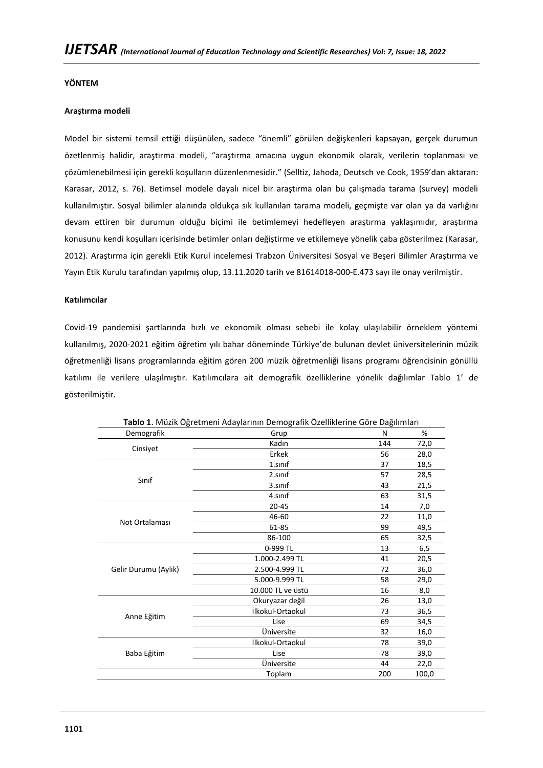## YÖNTEM

### Araştırma modeli

Model bir sistemi temsil ettiği düşünülen, sadece "önemli" görülen değişkenleri kapsayan, gerçek durumun özetlenmiş halidir, araştırma modeli, "araştırma amacına uygun ekonomik olarak, verilerin toplanması ve çözümlenebilmesi için gerekli koşulların düzenlenmesidir." (Selltiz, Jahoda, Deutsch ve Cook, 1959'dan aktaran: Karasar, 2012, s. 76). Betimsel modele dayalı nicel bir araştırma olan bu çalışmada tarama (survey) modeli kullanılmıştır. Sosyal bilimler alanında oldukça sık kullanılan tarama modeli, geçmişte var olan ya da varlığını devam ettiren bir durumun olduğu biçimi ile betimlemeyi hedefleyen araştırma yaklaşımıdır, araştırma konusunu kendi koşulları içerisinde betimler onları değiştirme ve etkilemeye yönelik çaba gösterilmez (Karasar, 2012). Araştırma için gerekli Etik Kurul incelemesi Trabzon Üniversitesi Sosyal ve Beşeri Bilimler Araştırma ve Yayın Etik Kurulu tarafından yapılmış olup, 13.11.2020 tarih ve 81614018-000-E.473 sayı ile onay verilmiştir.

### Katılımcılar

Covid-19 pandemisi şartlarında hızlı ve ekonomik olması sebebi ile kolay ulaşılabilir örneklem yöntemi kullanılmış, 2020-2021 eğitim öğretim yılı bahar döneminde Türkiye'de bulunan devlet üniversitelerinin müzik öğretmenliği lisans programlarında eğitim gören 200 müzik öğretmenliği lisans programı öğrencisinin gönüllü katılımı ile verilere ulaşılmıştır. Katılımcılara ait demografik özelliklerine yönelik dağılımlar Tablo 1' de gösterilmiştir.

**Tablo 1**. Müzik Öğretmeni Adaylarının Demografik Özelliklerine Göre Dağılımları

| Demografik | Grup | N | % |
|---|---|---|---|
| Cinsiyet | Kadın | 144 | 72,0 |
| | Erkek | 56 | 28,0 |
| Sınıf | 1.sınıf | 37 | 18,5 |
| | 2.sınıf | 57 | 28,5 |
| | 3.sınıf | 43 | 21,5 |
| | 4.sınıf | 63 | 31,5 |
| Not Ortalaması | 20-45 | 14 | 7,0 |
| | 46-60 | 22 | 11,0 |
| | 61-85 | 99 | 49,5 |
| | 86-100 | 65 | 32,5 |
| Gelir Durumu (Aylık) | 0-999 TL | 13 | 6,5 |
| | 1.000-2.499 TL | 41 | 20,5 |
| | 2.500-4.999 TL | 72 | 36,0 |
| | 5.000-9.999 TL | 58 | 29,0 |
| | 10.000 TL ve üstü | 16 | 8,0 |
| Anne Eğitim | Okuryazar değil | 26 | 13,0 |
| | İlkokul-Ortaokul | 73 | 36,5 |
| | Lise | 69 | 34,5 |
| | Üniversite | 32 | 16,0 |
| Baba Eğitim | İlkokul-Ortaokul | 78 | 39,0 |
| | Lise | 78 | 39,0 |
| | Üniversite | 44 | 22,0 |
| | Toplam | 200 | 100,0 |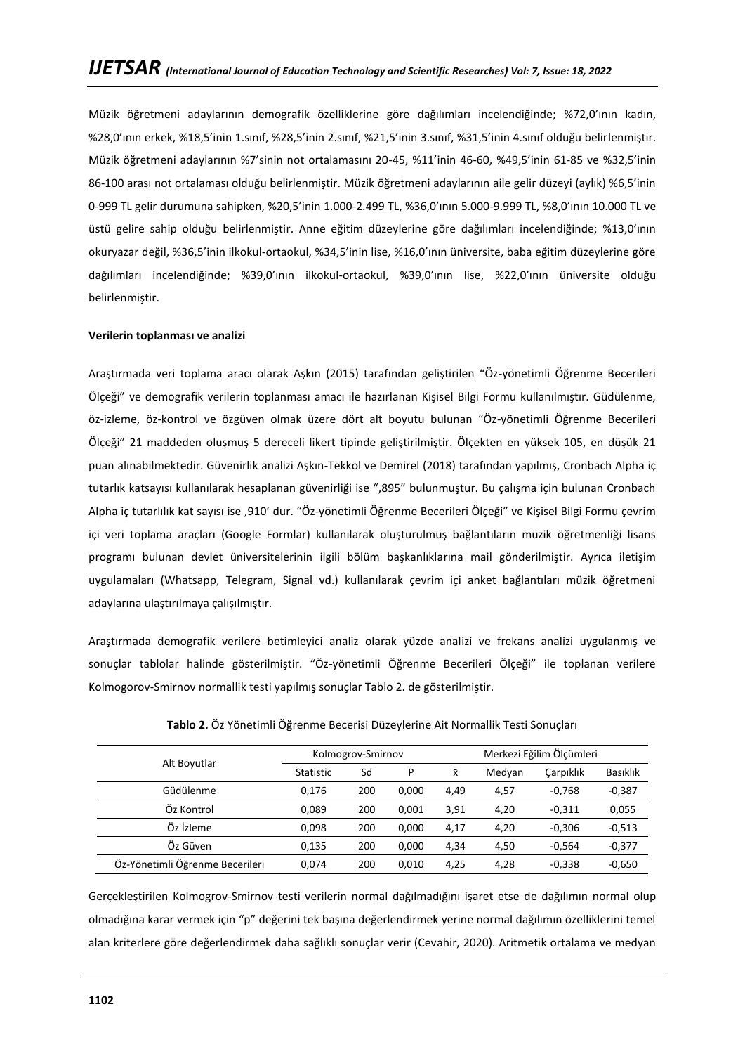Müzik öğretmeni adaylarının demografik özelliklerine göre dağılımları incelendiğinde; %72,0'ının kadın, %28,0'ının erkek, %18,5'inin 1.sınıf, %28,5'inin 2.sınıf, %21,5'inin 3.sınıf, %31,5'inin 4.sınıf olduğu belirlenmiştir. Müzik öğretmeni adaylarının %7'sinin not ortalamasını 20-45, %11'inin 46-60, %49,5'inin 61-85 ve %32,5'inin 86-100 arası not ortalaması olduğu belirlenmiştir. Müzik öğretmeni adaylarının aile gelir düzeyi (aylık) %6,5'inin 0-999 TL gelir durumuna sahipken, %20,5'inin 1.000-2.499 TL, %36,0'ının 5.000-9.999 TL, %8,0'ının 10.000 TL ve üstü gelire sahip olduğu belirlenmiştir. Anne eğitim düzeylerine göre dağılımları incelendiğinde; %13,0'ının okuryazar değil, %36,5'inin ilkokul-ortaokul, %34,5'inin lise, %16,0'ının üniversite, baba eğitim düzeylerine göre dağılımları incelendiğinde; %39,0'ının ilkokul-ortaokul, %39,0'ının lise, %22,0'ının üniversite olduğu belirlenmiştir.

**Verilerin toplanması ve analizi**

Araştırmada veri toplama aracı olarak Aşkın (2015) tarafından geliştirilen "Öz-yönetimli Öğrenme Becerileri Ölçeği" ve demografik verilerin toplanması amacı ile hazırlanan Kişisel Bilgi Formu kullanılmıştır. Güdülenme, öz-izleme, öz-kontrol ve özgüven olmak üzere dört alt boyutu bulunan "Öz-yönetimli Öğrenme Becerileri Ölçeği" 21 maddeden oluşmuş 5 dereceli likert tipinde geliştirilmiştir. Ölçekten en yüksek 105, en düşük 21 puan alınabilmektedir. Güvenirlik analizi Aşkın-Tekkol ve Demirel (2018) tarafından yapılmış, Cronbach Alpha iç tutarlık katsayısı kullanılarak hesaplanan güvenirliği ise ",895" bulunmuştur. Bu çalışma için bulunan Cronbach Alpha iç tutarlılık kat sayısı ise ,910' dur. "Öz-yönetimli Öğrenme Becerileri Ölçeği" ve Kişisel Bilgi Formu çevrim içi veri toplama araçları (Google Formlar) kullanılarak oluşturulmuş bağlantıların müzik öğretmenliği lisans programı bulunan devlet üniversitelerinin ilgili bölüm başkanlıklarına mail gönderilmiştir. Ayrıca iletişim uygulamaları (Whatsapp, Telegram, Signal vd.) kullanılarak çevrim içi anket bağlantıları müzik öğretmeni adaylarına ulaştırılmaya çalışılmıştır.

Araştırmada demografik verilere betimleyici analiz olarak yüzde analizi ve frekans analizi uygulanmış ve sonuçlar tablolar halinde gösterilmiştir. "Öz-yönetimli Öğrenme Becerileri Ölçeği" ile toplanan verilere Kolmogorov-Smirnov normallik testi yapılmış sonuçlar Tablo 2. de gösterilmiştir.

**Tablo 2.** Öz Yönetimli Öğrenme Becerisi Düzeylerine Ait Normallik Testi Sonuçları

| Alt Boyutlar | Kolmogrov-Smirnov | | | Merkezi Eğilim Ölçümleri | | | |
|---|---|---|---|---|---|---|---|
| | Statistic | Sd | P | $\bar{x}$ | Medyan | Çarpıklık | Basıklık |
| Güdülenme | 0,176 | 200 | 0,000 | 4,49 | 4,57 | -0,768 | -0,387 |
| Öz Kontrol | 0,089 | 200 | 0,001 | 3,91 | 4,20 | -0,311 | 0,055 |
| Öz İzleme | 0,098 | 200 | 0,000 | 4,17 | 4,20 | -0,306 | -0,513 |
| Öz Güven | 0,135 | 200 | 0,000 | 4,34 | 4,50 | -0,564 | -0,377 |
| Öz-Yönetimli Öğrenme Becerileri | 0,074 | 200 | 0,010 | 4,25 | 4,28 | -0,338 | -0,650 |

Gerçekleştirilen Kolmogrov-Smirnov testi verilerin normal dağılmadığını işaret etse de dağılımın normal olup olmadığına karar vermek için "p" değerini tek başına değerlendirmek yerine normal dağılımın özelliklerini temel alan kriterlere göre değerlendirmek daha sağlıklı sonuçlar verir (Cevahir, 2020). Aritmetik ortalama ve medyan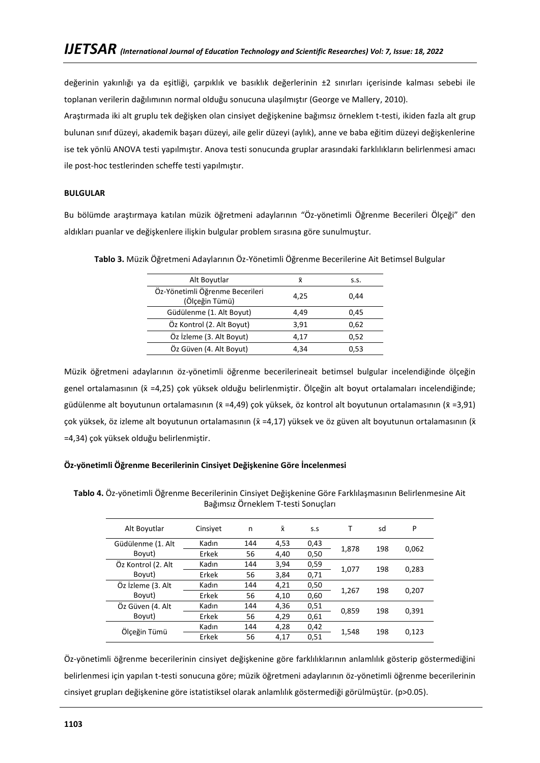değerinin yakınlığı ya da eşitliği, çarpıklık ve basıklık değerlerinin ±2 sınırları içerisinde kalması sebebi ile toplanan verilerin dağılımının normal olduğu sonucuna ulaşılmıştır (George ve Mallery, 2010).

Araştırmada iki alt gruplu tek değişken olan cinsiyet değişkenine bağımsız örneklem t-testi, ikiden fazla alt grup bulunan sınıf düzeyi, akademik başarı düzeyi, aile gelir düzeyi (aylık), anne ve baba eğitim düzeyi değişkenlerine ise tek yönlü ANOVA testi yapılmıştır. Anova testi sonucunda gruplar arasındaki farklılıkların belirlenmesi amacı ile post-hoc testlerinden scheffe testi yapılmıştır.

**BULGULAR**

Bu bölümde araştırmaya katılan müzik öğretmeni adaylarının "Öz-yönetimli Öğrenme Becerileri Ölçeği" den aldıkları puanlar ve değişkenlere ilişkin bulgular problem sırasına göre sunulmuştur.

**Tablo 3.** Müzik Öğretmeni Adaylarının Öz-Yönetimli Öğrenme Becerilerine Ait Betimsel Bulgular

| Alt Boyutlar | x̄ | s.s. |
|---|---|---|
| Öz-Yönetimli Öğrenme Becerileri (Ölçeğin Tümü) | 4,25 | 0,44 |
| Güdülenme (1. Alt Boyut) | 4,49 | 0,45 |
| Öz Kontrol (2. Alt Boyut) | 3,91 | 0,62 |
| Öz İzleme (3. Alt Boyut) | 4,17 | 0,52 |
| Öz Güven (4. Alt Boyut) | 4,34 | 0,53 |

Müzik öğretmeni adaylarının öz-yönetimli öğrenme becerilerineait betimsel bulgular incelendiğinde ölçeğin genel ortalamasının (x̄ =4,25) çok yüksek olduğu belirlenmiştir. Ölçeğin alt boyut ortalamaları incelendiğinde; güdülenme alt boyutunun ortalamasının (x̄ =4,49) çok yüksek, öz kontrol alt boyutunun ortalamasının (x̄ =3,91) çok yüksek, öz izleme alt boyutunun ortalamasının (x̄ =4,17) yüksek ve öz güven alt boyutunun ortalamasının (x̄ =4,34) çok yüksek olduğu belirlenmiştir.

**Öz-yönetimli Öğrenme Becerilerinin Cinsiyet Değişkenine Göre İncelenmesi**

**Tablo 4.** Öz-yönetimli Öğrenme Becerilerinin Cinsiyet Değişkenine Göre Farklılaşmasının Belirlenmesine Ait Bağımsız Örneklem T-testi Sonuçları

| Alt Boyutlar | Cinsiyet | n | x̄ | s.s | T | sd | P |
|---|---|---|---|---|---|---|---|
| Güdülenme (1. Alt Boyut) | Kadın | 144 | 4,53 | 0,43 | 1,878 | 198 | 0,062 |
| | Erkek | 56 | 4,40 | 0,50 | | | |
| Öz Kontrol (2. Alt Boyut) | Kadın | 144 | 3,94 | 0,59 | 1,077 | 198 | 0,283 |
| | Erkek | 56 | 3,84 | 0,71 | | | |
| Öz İzleme (3. Alt Boyut) | Kadın | 144 | 4,21 | 0,50 | 1,267 | 198 | 0,207 |
| | Erkek | 56 | 4,10 | 0,60 | | | |
| Öz Güven (4. Alt Boyut) | Kadın | 144 | 4,36 | 0,51 | 0,859 | 198 | 0,391 |
| | Erkek | 56 | 4,29 | 0,61 | | | |
| Ölçeğin Tümü | Kadın | 144 | 4,28 | 0,42 | 1,548 | 198 | 0,123 |
| | Erkek | 56 | 4,17 | 0,51 | | | |

Öz-yönetimli öğrenme becerilerinin cinsiyet değişkenine göre farklılıklarının anlamlılık gösterip göstermediğini belirlenmesi için yapılan t-testi sonucuna göre; müzik öğretmeni adaylarının öz-yönetimli öğrenme becerilerinin cinsiyet grupları değişkenine göre istatistiksel olarak anlamlılık göstermediği görülmüştür. ($p>0.05$).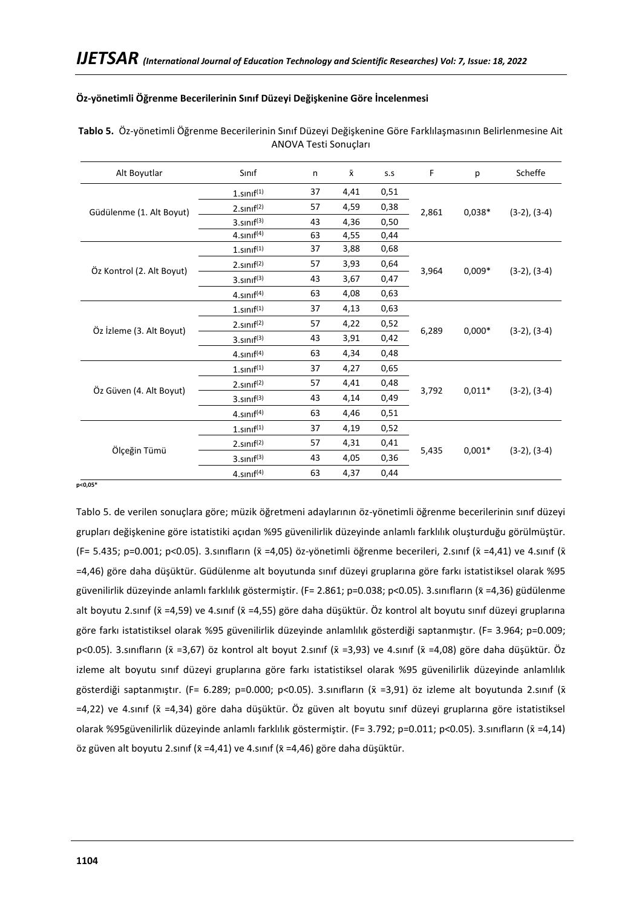**Öz-yönetimli Öğrenme Becerilerinin Sınıf Düzeyi Değişkenine Göre İncelenmesi**

**Tablo 5.** Öz-yönetimli Öğrenme Becerilerinin Sınıf Düzeyi Değişkenine Göre Farklılaşmasının Belirlenmesine Ait ANOVA Testi Sonuçları

| Alt Boyutlar | Sınıf | n | x̄ | s.s | F | p | Scheffe |
|---|---|---|---|---|---|---|---|
| Güdülenme (1. Alt Boyut) | 1.sınıf(1) | 37 | 4,41 | 0,51 | 2,861 | 0,038* | (3-2), (3-4) |
| | 2.sınıf(2) | 57 | 4,59 | 0,38 | | | |
| | 3.sınıf(3) | 43 | 4,36 | 0,50 | | | |
| | 4.sınıf(4) | 63 | 4,55 | 0,44 | | | |
| Öz Kontrol (2. Alt Boyut) | 1.sınıf(1) | 37 | 3,88 | 0,68 | 3,964 | 0,009* | (3-2), (3-4) |
| | 2.sınıf(2) | 57 | 3,93 | 0,64 | | | |
| | 3.sınıf(3) | 43 | 3,67 | 0,47 | | | |
| | 4.sınıf(4) | 63 | 4,08 | 0,63 | | | |
| Öz İzleme (3. Alt Boyut) | 1.sınıf(1) | 37 | 4,13 | 0,63 | 6,289 | 0,000* | (3-2), (3-4) |
| | 2.sınıf(2) | 57 | 4,22 | 0,52 | | | |
| | 3.sınıf(3) | 43 | 3,91 | 0,42 | | | |
| | 4.sınıf(4) | 63 | 4,34 | 0,48 | | | |
| Öz Güven (4. Alt Boyut) | 1.sınıf(1) | 37 | 4,27 | 0,65 | 3,792 | 0,011* | (3-2), (3-4) |
| | 2.sınıf(2) | 57 | 4,41 | 0,48 | | | |
| | 3.sınıf(3) | 43 | 4,14 | 0,49 | | | |
| | 4.sınıf(4) | 63 | 4,46 | 0,51 | | | |
| Ölçeğin Tümü | 1.sınıf(1) | 37 | 4,19 | 0,52 | 5,435 | 0,001* | (3-2), (3-4) |
| | 2.sınıf(2) | 57 | 4,31 | 0,41 | | | |
| | 3.sınıf(3) | 43 | 4,05 | 0,36 | | | |
| | 4.sınıf(4) | 63 | 4,37 | 0,44 | | | |

p<0,05*

Tablo 5. de verilen sonuçlara göre; müzik öğretmeni adaylarının öz-yönetimli öğrenme becerilerinin sınıf düzeyi grupları değişkenine göre istatistiki açıdan %95 güvenilirlik düzeyinde anlamlı farklılık oluşturduğu görülmüştür. (F= 5.435; p=0.001; p<0.05). 3.sınıfların (x̄ =4,05) öz-yönetimli öğrenme becerileri, 2.sınıf (x̄ =4,41) ve 4.sınıf (x̄ =4,46) göre daha düşüktür. Güdülenme alt boyutunda sınıf düzeyi gruplarına göre farkı istatistiksel olarak %95 güvenilirlik düzeyinde anlamlı farklılık göstermiştir. (F= 2.861; p=0.038; p<0.05). 3.sınıfların (x̄ =4,36) güdülenme alt boyutu 2.sınıf (x̄ =4,59) ve 4.sınıf (x̄ =4,55) göre daha düşüktür. Öz kontrol alt boyutu sınıf düzeyi gruplarına göre farkı istatistiksel olarak %95 güvenilirlik düzeyinde anlamlılık gösterdiği saptanmıştır. (F= 3.964; p=0.009; p<0.05). 3.sınıfların (x̄ =3,67) öz kontrol alt boyut 2.sınıf (x̄ =3,93) ve 4.sınıf (x̄ =4,08) göre daha düşüktür. Öz izleme alt boyutu sınıf düzeyi gruplarına göre farkı istatistiksel olarak %95 güvenilirlik düzeyinde anlamlılık gösterdiği saptanmıştır. (F= 6.289; p=0.000; p<0.05). 3.sınıfların (x̄ =3,91) öz izleme alt boyutunda 2.sınıf (x̄ =4,22) ve 4.sınıf (x̄ =4,34) göre daha düşüktür. Öz güven alt boyutu sınıf düzeyi gruplarına göre istatistiksel olarak %95güvenilirlik düzeyinde anlamlı farklılık göstermiştir. (F= 3.792; p=0.011; p<0.05). 3.sınıfların (x̄ =4,14) öz güven alt boyutu 2.sınıf (x̄ =4,41) ve 4.sınıf (x̄ =4,46) göre daha düşüktür.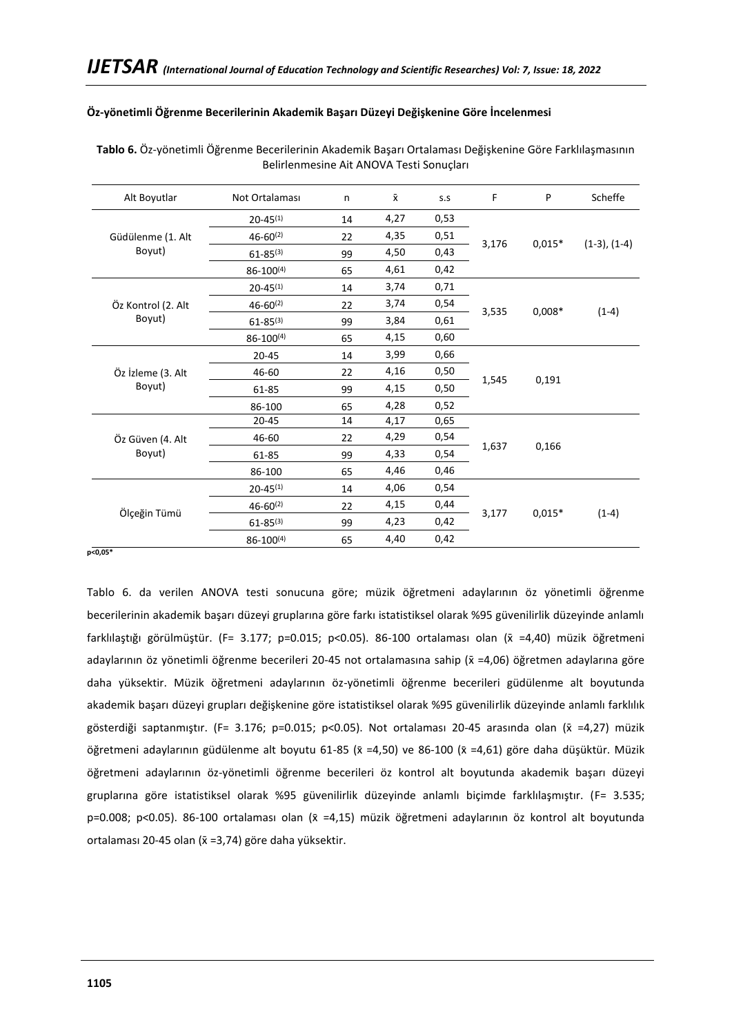### Öz-yönetimli Öğrenme Becerilerinin Akademik Başarı Düzeyi Değişkenine Göre İncelenmesi

**Tablo 6.** Öz-yönetimli Öğrenme Becerilerinin Akademik Başarı Ortalaması Değişkenine Göre Farklılaşmasının Belirlenmesine Ait ANOVA Testi Sonuçları

| Alt Boyutlar | Not Ortalaması | n | x̄ | s.s | F | P | Scheffe |
|---|---|---|---|---|---|---|---|
| Güdülenme (1. Alt Boyut) | 20-45(1) | 14 | 4,27 | 0,53 | 3,176 | 0,015* | (1-3), (1-4) |
| | 46-60(2) | 22 | 4,35 | 0,51 | | | |
| | 61-85(3) | 99 | 4,50 | 0,43 | | | |
| | 86-100(4) | 65 | 4,61 | 0,42 | | | |
| Öz Kontrol (2. Alt Boyut) | 20-45(1) | 14 | 3,74 | 0,71 | 3,535 | 0,008* | (1-4) |
| | 46-60(2) | 22 | 3,74 | 0,54 | | | |
| | 61-85(3) | 99 | 3,84 | 0,61 | | | |
| | 86-100(4) | 65 | 4,15 | 0,60 | | | |
| Öz İzleme (3. Alt Boyut) | 20-45 | 14 | 3,99 | 0,66 | 1,545 | 0,191 | |
| | 46-60 | 22 | 4,16 | 0,50 | | | |
| | 61-85 | 99 | 4,15 | 0,50 | | | |
| | 86-100 | 65 | 4,28 | 0,52 | | | |
| Öz Güven (4. Alt Boyut) | 20-45 | 14 | 4,17 | 0,65 | 1,637 | 0,166 | |
| | 46-60 | 22 | 4,29 | 0,54 | | | |
| | 61-85 | 99 | 4,33 | 0,54 | | | |
| | 86-100 | 65 | 4,46 | 0,46 | | | |
| Ölçeğin Tümü | 20-45(1) | 14 | 4,06 | 0,54 | 3,177 | 0,015* | (1-4) |
| | 46-60(2) | 22 | 4,15 | 0,44 | | | |
| | 61-85(3) | 99 | 4,23 | 0,42 | | | |
| | 86-100(4) | 65 | 4,40 | 0,42 | | | |

**p<0,05***

Tablo 6. da verilen ANOVA testi sonucuna göre; müzik öğretmeni adaylarının öz yönetimli öğrenme becerilerinin akademik başarı düzeyi gruplarına göre farkı istatistiksel olarak %95 güvenilirlik düzeyinde anlamlı farklılaştığı görülmüştür. ($F= 3.177$; $p=0.015$; $p<0.05$). 86-100 ortalaması olan ($\bar{x}$ =4,40) müzik öğretmeni adaylarının öz yönetimli öğrenme becerileri 20-45 not ortalamasına sahip ($\bar{x}$ =4,06) öğretmen adaylarına göre daha yüksektir. Müzik öğretmeni adaylarının öz-yönetimli öğrenme becerileri güdülenme alt boyutunda akademik başarı düzeyi grupları değişkenine göre istatistiksel olarak %95 güvenilirlik düzeyinde anlamlı farklılık gösterdiği saptanmıştır. ($F= 3.176$; $p=0.015$; $p<0.05$). Not ortalaması 20-45 arasında olan ($\bar{x}$ =4,27) müzik öğretmeni adaylarının güdülenme alt boyutu 61-85 ($\bar{x}$ =4,50) ve 86-100 ($\bar{x}$ =4,61) göre daha düşüktür. Müzik öğretmeni adaylarının öz-yönetimli öğrenme becerileri öz kontrol alt boyutunda akademik başarı düzeyi gruplarına göre istatistiksel olarak %95 güvenilirlik düzeyinde anlamlı biçimde farklılaşmıştır. ($F= 3.535$; $p=0.008$; $p<0.05$). 86-100 ortalaması olan ($\bar{x}$ =4,15) müzik öğretmeni adaylarının öz kontrol alt boyutunda ortalaması 20-45 olan ($\bar{x}$ =3,74) göre daha yüksektir.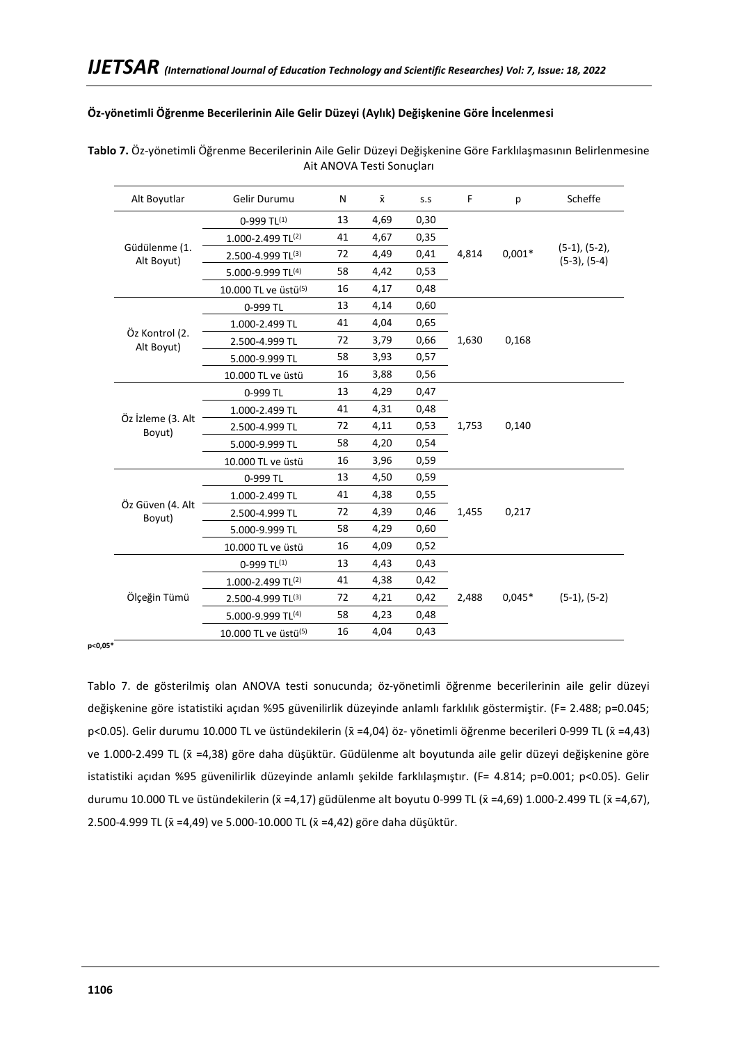**Öz-yönetimli Öğrenme Becerilerinin Aile Gelir Düzeyi (Aylık) Değişkenine Göre İncelenmesi**

**Tablo 7.** Öz-yönetimli Öğrenme Becerilerinin Aile Gelir Düzeyi Değişkenine Göre Farklılaşmasının Belirlenmesine Ait ANOVA Testi Sonuçları

| Alt Boyutlar | Gelir Durumu | N | x̄ | s.s | F | p | Scheffe |
|---|---|---|---|---|---|---|---|
| Güdülenme (1. Alt Boyut) | 0-999 TL(1) | 13 | 4,69 | 0,30 | 4,814 | 0,001* | (5-1), (5-2), (5-3), (5-4) |
| | 1.000-2.499 TL(2) | 41 | 4,67 | 0,35 | | | |
| | 2.500-4.999 TL(3) | 72 | 4,49 | 0,41 | | | |
| | 5.000-9.999 TL(4) | 58 | 4,42 | 0,53 | | | |
| | 10.000 TL ve üstü(5) | 16 | 4,17 | 0,48 | | | |
| Öz Kontrol (2. Alt Boyut) | 0-999 TL | 13 | 4,14 | 0,60 | 1,630 | 0,168 | |
| | 1.000-2.499 TL | 41 | 4,04 | 0,65 | | | |
| | 2.500-4.999 TL | 72 | 3,79 | 0,66 | | | |
| | 5.000-9.999 TL | 58 | 3,93 | 0,57 | | | |
| | 10.000 TL ve üstü | 16 | 3,88 | 0,56 | | | |
| Öz İzleme (3. Alt Boyut) | 0-999 TL | 13 | 4,29 | 0,47 | 1,753 | 0,140 | |
| | 1.000-2.499 TL | 41 | 4,31 | 0,48 | | | |
| | 2.500-4.999 TL | 72 | 4,11 | 0,53 | | | |
| | 5.000-9.999 TL | 58 | 4,20 | 0,54 | | | |
| | 10.000 TL ve üstü | 16 | 3,96 | 0,59 | | | |
| Öz Güven (4. Alt Boyut) | 0-999 TL | 13 | 4,50 | 0,59 | 1,455 | 0,217 | |
| | 1.000-2.499 TL | 41 | 4,38 | 0,55 | | | |
| | 2.500-4.999 TL | 72 | 4,39 | 0,46 | | | |
| | 5.000-9.999 TL | 58 | 4,29 | 0,60 | | | |
| | 10.000 TL ve üstü | 16 | 4,09 | 0,52 | | | |
| Ölçeğin Tümü | 0-999 TL(1) | 13 | 4,43 | 0,43 | 2,488 | 0,045* | (5-1), (5-2) |
| | 1.000-2.499 TL(2) | 41 | 4,38 | 0,42 | | | |
| | 2.500-4.999 TL(3) | 72 | 4,21 | 0,42 | | | |
| | 5.000-9.999 TL(4) | 58 | 4,23 | 0,48 | | | |
| | 10.000 TL ve üstü(5) | 16 | 4,04 | 0,43 | | | |

**p<0,05***

Tablo 7. de gösterilmiş olan ANOVA testi sonucunda; öz-yönetimli öğrenme becerilerinin aile gelir düzeyi değişkenine göre istatistiki açıdan %95 güvenilirlik düzeyinde anlamlı farklılık göstermiştir. ($F= 2.488$; $p=0.045$; $p<0.05$). Gelir durumu 10.000 TL ve üstündekilerin ($\bar{x}$ =4,04) öz- yönetimli öğrenme becerileri 0-999 TL ($\bar{x}$ =4,43) ve 1.000-2.499 TL ($\bar{x}$ =4,38) göre daha düşüktür. Güdülenme alt boyutunda aile gelir düzeyi değişkenine göre istatistiki açıdan %95 güvenilirlik düzeyinde anlamlı şekilde farklılaşmıştır. ($F= 4.814$; $p=0.001$; $p<0.05$). Gelir durumu 10.000 TL ve üstündekilerin ($\bar{x}$ =4,17) güdülenme alt boyutu 0-999 TL ($\bar{x}$ =4,69) 1.000-2.499 TL ($\bar{x}$ =4,67), 2.500-4.999 TL ($\bar{x}$ =4,49) ve 5.000-10.000 TL ($\bar{x}$ =4,42) göre daha düşüktür.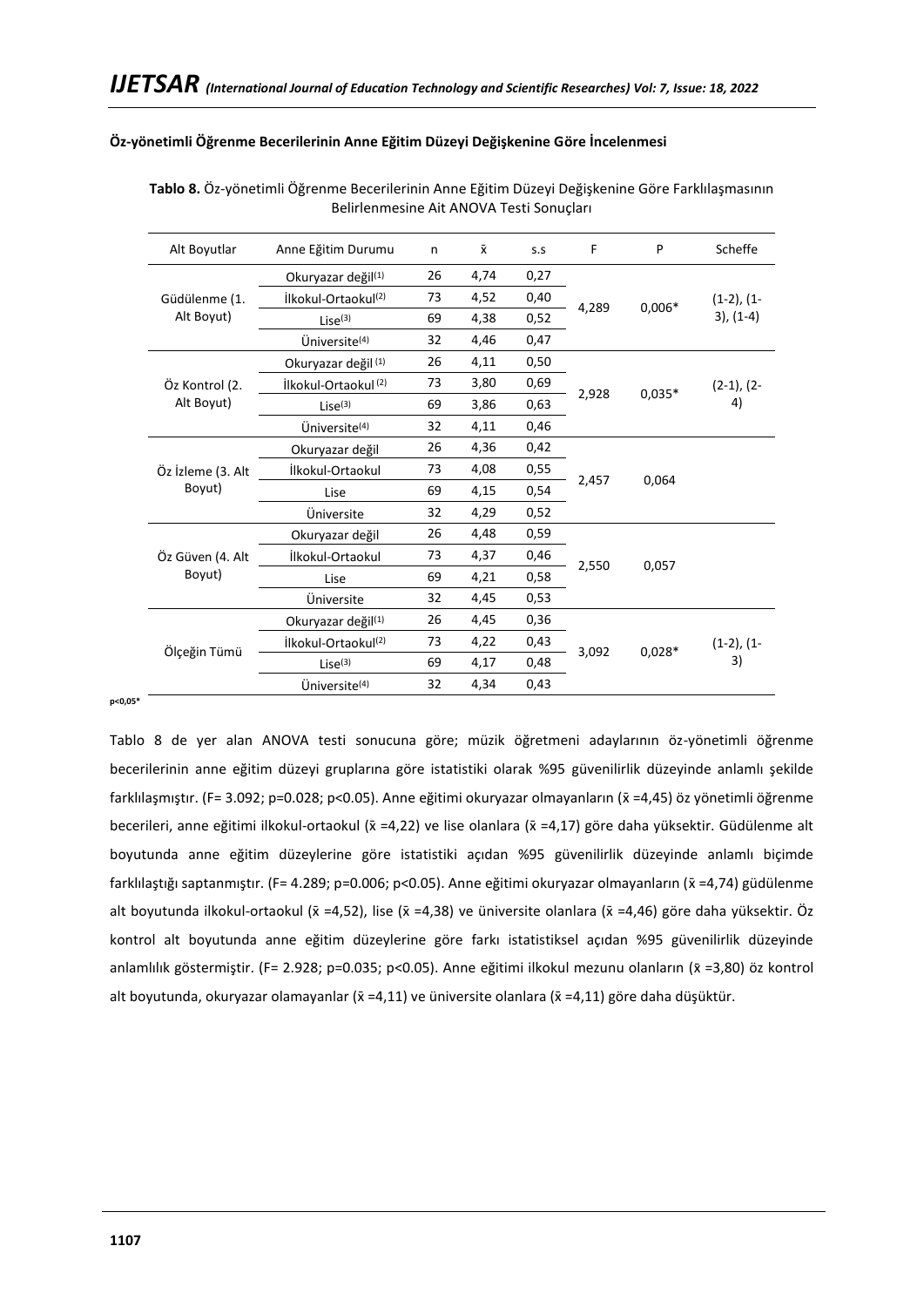**Öz-yönetimli Öğrenme Becerilerinin Anne Eğitim Düzeyi Değişkenine Göre İncelenmesi**

**Tablo 8.** Öz-yönetimli Öğrenme Becerilerinin Anne Eğitim Düzeyi Değişkenine Göre Farklılaşmasının Belirlenmesine Ait ANOVA Testi Sonuçları

| Alt Boyutlar | Anne Eğitim Durumu | n | x̄ | s.s | F | P | Scheffe |
|---|---|---|---|---|---|---|---|
| Güdülenme (1. Alt Boyut) | Okuryazar değil(1) | 26 | 4,74 | 0,27 | 4,289 | 0,006* | (1-2), (1-3), (1-4) |
| | İlkokul-Ortaokul(2) | 73 | 4,52 | 0,40 | | | |
| | Lise(3) | 69 | 4,38 | 0,52 | | | |
| | Üniversite(4) | 32 | 4,46 | 0,47 | | | |
| Öz Kontrol (2. Alt Boyut) | Okuryazar değil (1) | 26 | 4,11 | 0,50 | 2,928 | 0,035* | (2-1), (2-4) |
| | İlkokul-Ortaokul (2) | 73 | 3,80 | 0,69 | | | |
| | Lise(3) | 69 | 3,86 | 0,63 | | | |
| | Üniversite(4) | 32 | 4,11 | 0,46 | | | |
| Öz İzleme (3. Alt Boyut) | Okuryazar değil | 26 | 4,36 | 0,42 | 2,457 | 0,064 | |
| | İlkokul-Ortaokul | 73 | 4,08 | 0,55 | | | |
| | Lise | 69 | 4,15 | 0,54 | | | |
| | Üniversite | 32 | 4,29 | 0,52 | | | |
| Öz Güven (4. Alt Boyut) | Okuryazar değil | 26 | 4,48 | 0,59 | 2,550 | 0,057 | |
| | İlkokul-Ortaokul | 73 | 4,37 | 0,46 | | | |
| | Lise | 69 | 4,21 | 0,58 | | | |
| | Üniversite | 32 | 4,45 | 0,53 | | | |
| Ölçeğin Tümü | Okuryazar değil(1) | 26 | 4,45 | 0,36 | 3,092 | 0,028* | (1-2), (1-3) |
| | İlkokul-Ortaokul(2) | 73 | 4,22 | 0,43 | | | |
| | Lise(3) | 69 | 4,17 | 0,48 | | | |
| | Üniversite(4) | 32 | 4,34 | 0,43 | | | |

**p<0,05***

Tablo 8 de yer alan ANOVA testi sonucuna göre; müzik öğretmeni adaylarının öz-yönetimli öğrenme becerilerinin anne eğitim düzeyi gruplarına göre istatistiki olarak %95 güvenilirlik düzeyinde anlamlı şekilde farklılaşmıştır. (F= 3.092; p=0.028; p<0.05). Anne eğitimi okuryazar olmayanların (x̄ =4,45) öz yönetimli öğrenme becerileri, anne eğitimi ilkokul-ortaokul (x̄ =4,22) ve lise olanlara (x̄ =4,17) göre daha yüksektir. Güdülenme alt boyutunda anne eğitim düzeylerine göre istatistiki açıdan %95 güvenilirlik düzeyinde anlamlı biçimde farklılaştığı saptanmıştır. (F= 4.289; p=0.006; p<0.05). Anne eğitimi okuryazar olmayanların (x̄ =4,74) güdülenme alt boyutunda ilkokul-ortaokul (x̄ =4,52), lise (x̄ =4,38) ve üniversite olanlara (x̄ =4,46) göre daha yüksektir. Öz kontrol alt boyutunda anne eğitim düzeylerine göre farkı istatistiksel açıdan %95 güvenilirlik düzeyinde anlamlılık göstermiştir. (F= 2.928; p=0.035; p<0.05). Anne eğitimi ilkokul mezunu olanların (x̄ =3,80) öz kontrol alt boyutunda, okuryazar olamayanlar (x̄ =4,11) ve üniversite olanlara (x̄ =4,11) göre daha düşüktür.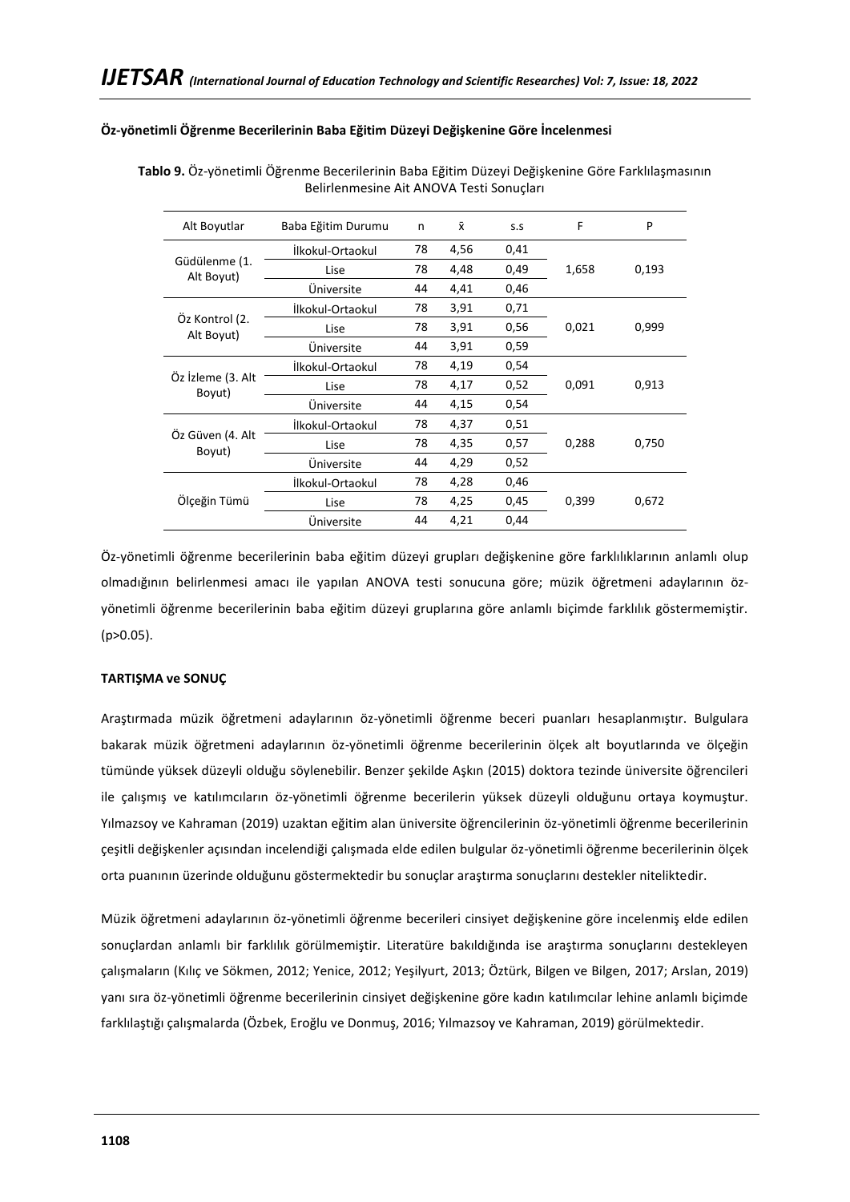**Öz-yönetimli Öğrenme Becerilerinin Baba Eğitim Düzeyi Değişkenine Göre İncelenmesi**

**Tablo 9.** Öz-yönetimli Öğrenme Becerilerinin Baba Eğitim Düzeyi Değişkenine Göre Farklılaşmasının Belirlenmesine Ait ANOVA Testi Sonuçları

| Alt Boyutlar | Baba Eğitim Durumu | n | x̄ | s.s | F | P |
|---|---|---|---|---|---|---|
| Güdülenme (1. Alt Boyut) | İlkokul-Ortaokul | 78 | 4,56 | 0,41 | 1,658 | 0,193 |
| | Lise | 78 | 4,48 | 0,49 | | |
| | Üniversite | 44 | 4,41 | 0,46 | | |
| Öz Kontrol (2. Alt Boyut) | İlkokul-Ortaokul | 78 | 3,91 | 0,71 | 0,021 | 0,999 |
| | Lise | 78 | 3,91 | 0,56 | | |
| | Üniversite | 44 | 3,91 | 0,59 | | |
| Öz İzleme (3. Alt Boyut) | İlkokul-Ortaokul | 78 | 4,19 | 0,54 | 0,091 | 0,913 |
| | Lise | 78 | 4,17 | 0,52 | | |
| | Üniversite | 44 | 4,15 | 0,54 | | |
| Öz Güven (4. Alt Boyut) | İlkokul-Ortaokul | 78 | 4,37 | 0,51 | 0,288 | 0,750 |
| | Lise | 78 | 4,35 | 0,57 | | |
| | Üniversite | 44 | 4,29 | 0,52 | | |
| Ölçeğin Tümü | İlkokul-Ortaokul | 78 | 4,28 | 0,46 | 0,399 | 0,672 |
| | Lise | 78 | 4,25 | 0,45 | | |
| | Üniversite | 44 | 4,21 | 0,44 | | |

Öz-yönetimli öğrenme becerilerinin baba eğitim düzeyi grupları değişkenine göre farklılıklarının anlamlı olup olmadığının belirlenmesi amacı ile yapılan ANOVA testi sonucuna göre; müzik öğretmeni adaylarının öz-yönetimli öğrenme becerilerinin baba eğitim düzeyi gruplarına göre anlamlı biçimde farklılık göstermemiştir. ($p>0.05$).

**TARTIŞMA ve SONUÇ**

Araştırmada müzik öğretmeni adaylarının öz-yönetimli öğrenme beceri puanları hesaplanmıştır. Bulgulara bakarak müzik öğretmeni adaylarının öz-yönetimli öğrenme becerilerinin ölçek alt boyutlarında ve ölçeğin tümünde yüksek düzeyli olduğu söylenebilir. Benzer şekilde Aşkın (2015) doktora tezinde üniversite öğrencileri ile çalışmış ve katılımcıların öz-yönetimli öğrenme becerilerin yüksek düzeyli olduğunu ortaya koymuştur. Yılmazsoy ve Kahraman (2019) uzaktan eğitim alan üniversite öğrencilerinin öz-yönetimli öğrenme becerilerinin çeşitli değişkenler açısından incelendiği çalışmada elde edilen bulgular öz-yönetimli öğrenme becerilerinin ölçek orta puanının üzerinde olduğunu göstermektedir bu sonuçlar araştırma sonuçlarını destekler niteliktedir.

Müzik öğretmeni adaylarının öz-yönetimli öğrenme becerileri cinsiyet değişkenine göre incelenmiş elde edilen sonuçlardan anlamlı bir farklılık görülmemiştir. Literatüre bakıldığında ise araştırma sonuçlarını destekleyen çalışmaların (Kılıç ve Sökmen, 2012; Yenice, 2012; Yeşilyurt, 2013; Öztürk, Bilgen ve Bilgen, 2017; Arslan, 2019) yanı sıra öz-yönetimli öğrenme becerilerinin cinsiyet değişkenine göre kadın katılımcılar lehine anlamlı biçimde farklılaştığı çalışmalarda (Özbek, Eroğlu ve Donmuş, 2016; Yılmazsoy ve Kahraman, 2019) görülmektedir.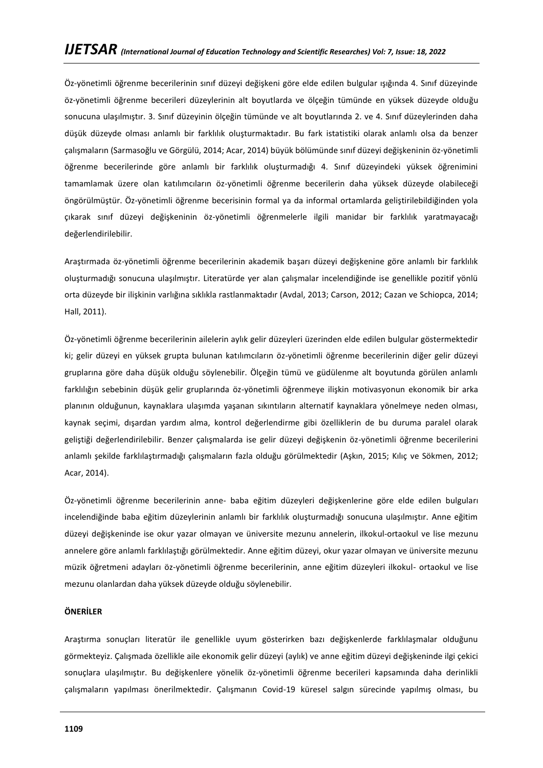Öz-yönetimli öğrenme becerilerinin sınıf düzeyi değişkeni göre elde edilen bulgular ışığında 4. Sınıf düzeyinde öz-yönetimli öğrenme becerileri düzeylerinin alt boyutlarda ve ölçeğin tümünde en yüksek düzeyde olduğu sonucuna ulaşılmıştır. 3. Sınıf düzeyinin ölçeğin tümünde ve alt boyutlarında 2. ve 4. Sınıf düzeylerinden daha düşük düzeyde olması anlamlı bir farklılık oluşturmaktadır. Bu fark istatistiki olarak anlamlı olsa da benzer çalışmaların (Sarmasoğlu ve Görgülü, 2014; Acar, 2014) büyük bölümünde sınıf düzeyi değişkeninin öz-yönetimli öğrenme becerilerinde göre anlamlı bir farklılık oluşturmadığı 4. Sınıf düzeyindeki yüksek öğrenimini tamamlamak üzere olan katılımcıların öz-yönetimli öğrenme becerilerin daha yüksek düzeyde olabileceği öngörülmüştür. Öz-yönetimli öğrenme becerisinin formal ya da informal ortamlarda geliştirilebildiğinden yola çıkarak sınıf düzeyi değişkeninin öz-yönetimli öğrenmelerle ilgili manidar bir farklılık yaratmayacağı değerlendirilebilir.

Araştırmada öz-yönetimli öğrenme becerilerinin akademik başarı düzeyi değişkenine göre anlamlı bir farklılık oluşturmadığı sonucuna ulaşılmıştır. Literatürde yer alan çalışmalar incelendiğinde ise genellikle pozitif yönlü orta düzeyde bir ilişkinin varlığına sıklıkla rastlanmaktadır (Avdal, 2013; Carson, 2012; Cazan ve Schiopca, 2014; Hall, 2011).

Öz-yönetimli öğrenme becerilerinin ailelerin aylık gelir düzeyleri üzerinden elde edilen bulgular göstermektedir ki; gelir düzeyi en yüksek grupta bulunan katılımcıların öz-yönetimli öğrenme becerilerinin diğer gelir düzeyi gruplarına göre daha düşük olduğu söylenebilir. Ölçeğin tümü ve güdülenme alt boyutunda görülen anlamlı farklılığın sebebinin düşük gelir gruplarında öz-yönetimli öğrenmeye ilişkin motivasyonun ekonomik bir arka planının olduğunun, kaynaklara ulaşımda yaşanan sıkıntıların alternatif kaynaklara yönelmeye neden olması, kaynak seçimi, dışardan yardım alma, kontrol değerlendirme gibi özelliklerin de bu duruma paralel olarak geliştiği değerlendirilebilir. Benzer çalışmalarda ise gelir düzeyi değişkenin öz-yönetimli öğrenme becerilerini anlamlı şekilde farklılaştırmadığı çalışmaların fazla olduğu görülmektedir (Aşkın, 2015; Kılıç ve Sökmen, 2012; Acar, 2014).

Öz-yönetimli öğrenme becerilerinin anne- baba eğitim düzeyleri değişkenlerine göre elde edilen bulguları incelendiğinde baba eğitim düzeylerinin anlamlı bir farklılık oluşturmadığı sonucuna ulaşılmıştır. Anne eğitim düzeyi değişkeninde ise okur yazar olmayan ve üniversite mezunu annelerin, ilkokul-ortaokul ve lise mezunu annelere göre anlamlı farklılaştığı görülmektedir. Anne eğitim düzeyi, okur yazar olmayan ve üniversite mezunu müzik öğretmeni adayları öz-yönetimli öğrenme becerilerinin, anne eğitim düzeyleri ilkokul- ortaokul ve lise mezunu olanlardan daha yüksek düzeyde olduğu söylenebilir.

**ÖNERİLER**

Araştırma sonuçları literatür ile genellikle uyum gösterirken bazı değişkenlerde farklılaşmalar olduğunu görmekteyiz. Çalışmada özellikle aile ekonomik gelir düzeyi (aylık) ve anne eğitim düzeyi değişkeninde ilgi çekici sonuçlara ulaşılmıştır. Bu değişkenlere yönelik öz-yönetimli öğrenme becerileri kapsamında daha derinlikli çalışmaların yapılması önerilmektedir. Çalışmanın Covid-19 küresel salgın sürecinde yapılmış olması, bu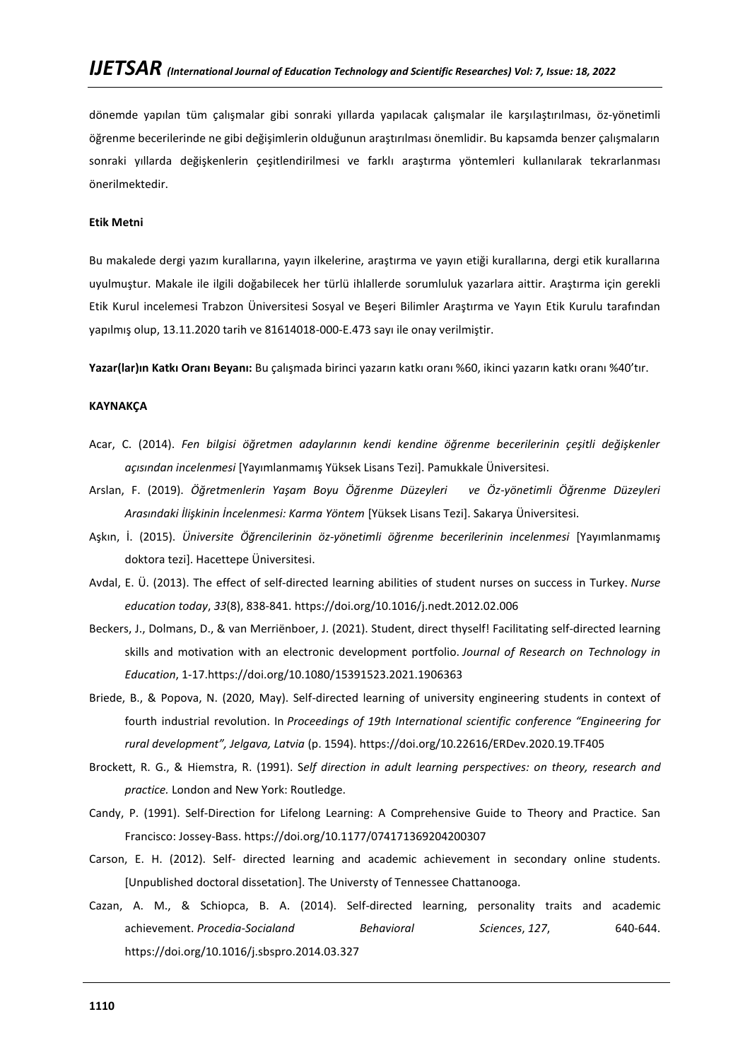dönemde yapılan tüm çalışmalar gibi sonraki yıllarda yapılacak çalışmalar ile karşılaştırılması, öz-yönetimli öğrenme becerilerinde ne gibi değişimlerin olduğunun araştırılması önemlidir. Bu kapsamda benzer çalışmaların sonraki yıllarda değişkenlerin çeşitlendirilmesi ve farklı araştırma yöntemleri kullanılarak tekrarlanması önerilmektedir.

**Etik Metni**

Bu makalede dergi yazım kurallarına, yayın ilkelerine, araştırma ve yayın etiği kurallarına, dergi etik kurallarına uyulmuştur. Makale ile ilgili doğabilecek her türlü ihlallerde sorumluluk yazarlara aittir. Araştırma için gerekli Etik Kurul incelemesi Trabzon Üniversitesi Sosyal ve Beşeri Bilimler Araştırma ve Yayın Etik Kurulu tarafından yapılmış olup, 13.11.2020 tarih ve 81614018-000-E.473 sayı ile onay verilmiştir.

**Yazar(lar)ın Katkı Oranı Beyanı:** Bu çalışmada birinci yazarın katkı oranı %60, ikinci yazarın katkı oranı %40'tır.

**KAYNAKÇA**

Acar, C. (2014). *Fen bilgisi öğretmen adaylarının kendi kendine öğrenme becerilerinin çeşitli değişkenler açısından incelenmesi* [Yayımlanmamış Yüksek Lisans Tezi]. Pamukkale Üniversitesi.

Arslan, F. (2019). *Öğretmenlerin Yaşam Boyu Öğrenme Düzeyleri ve Öz-yönetimli Öğrenme Düzeyleri Arasındaki İlişkinin İncelenmesi: Karma Yöntem* [Yüksek Lisans Tezi]. Sakarya Üniversitesi.

Aşkın, İ. (2015). *Üniversite Öğrencilerinin öz-yönetimli öğrenme becerilerinin incelenmesi* [Yayımlanmamış doktora tezi]. Hacettepe Üniversitesi.

Avdal, E. Ü. (2013). The effect of self-directed learning abilities of student nurses on success in Turkey. *Nurse education today*, *33*(8), 838-841. https://doi.org/10.1016/j.nedt.2012.02.006

Beckers, J., Dolmans, D., & van Merriënboer, J. (2021). Student, direct thyself! Facilitating self-directed learning skills and motivation with an electronic development portfolio. *Journal of Research on Technology in Education*, 1-17.https://doi.org/10.1080/15391523.2021.1906363

Briede, B., & Popova, N. (2020, May). Self-directed learning of university engineering students in context of fourth industrial revolution. In *Proceedings of 19th International scientific conference "Engineering for rural development", Jelgava, Latvia* (p. 1594). https://doi.org/10.22616/ERDev.2020.19.TF405

Brockett, R. G., & Hiemstra, R. (1991). S*elf direction in adult learning perspectives: on theory, research and practice.* London and New York: Routledge.

Candy, P. (1991). Self-Direction for Lifelong Learning: A Comprehensive Guide to Theory and Practice. San Francisco: Jossey-Bass. https://doi.org/10.1177/074171369204200307

Carson, E. H. (2012). Self- directed learning and academic achievement in secondary online students. [Unpublished doctoral dissetation]. The Universty of Tennessee Chattanooga.

Cazan, A. M., & Schiopca, B. A. (2014). Self-directed learning, personality traits and academic achievement. *Procedia-Socialand Behavioral Sciences*, *127*, 640-644. https://doi.org/10.1016/j.sbspro.2014.03.327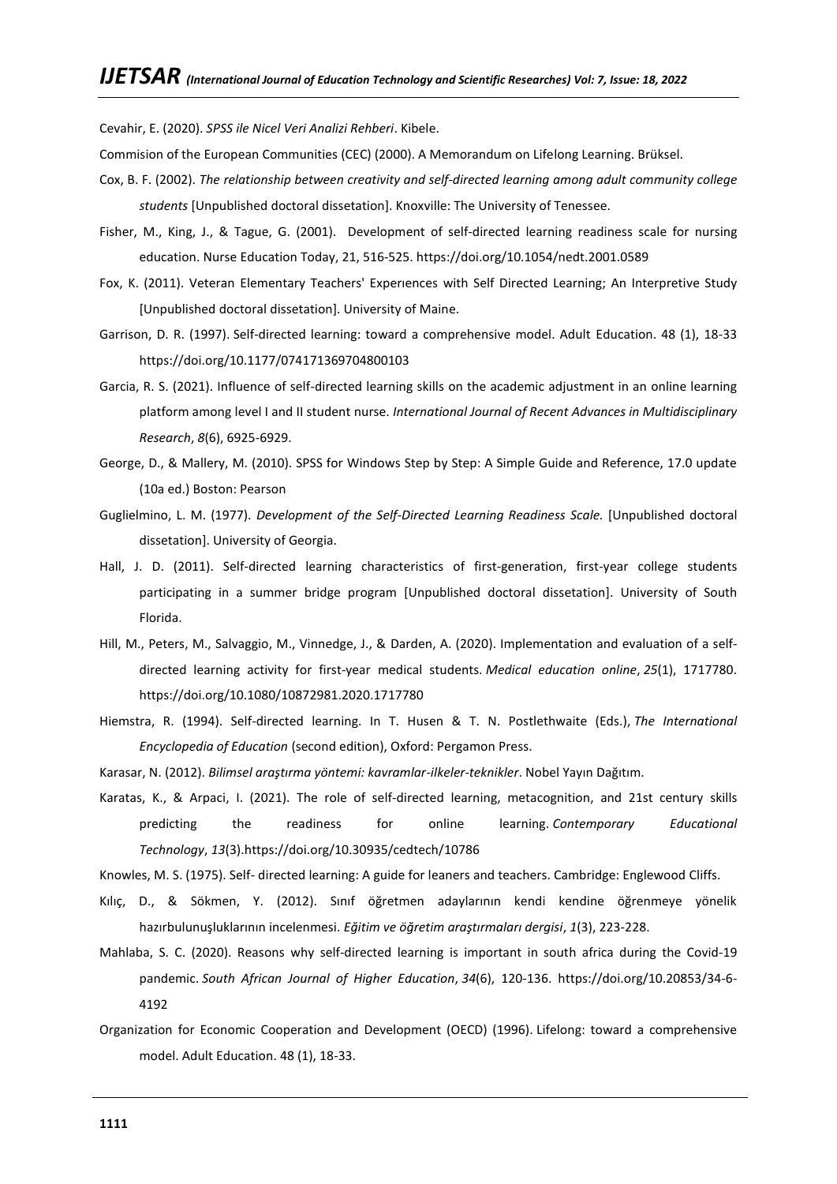Cevahir, E. (2020). *SPSS ile Nicel Veri Analizi Rehberi*. Kibele.

Commision of the European Communities (CEC) (2000). A Memorandum on Lifelong Learning. Brüksel.

Cox, B. F. (2002). *The relationship between creativity and self-directed learning among adult community college students* [Unpublished doctoral dissetation]. Knoxville: The University of Tenessee.

Fisher, M., King, J., & Tague, G. (2001). Development of self-directed learning readiness scale for nursing education. Nurse Education Today, 21, 516-525. https://doi.org/10.1054/nedt.2001.0589

Fox, K. (2011). Veteran Elementary Teachers' Experıences with Self Directed Learning; An Interpretive Study [Unpublished doctoral dissetation]. University of Maine.

Garrison, D. R. (1997). Self-directed learning: toward a comprehensive model. Adult Education. 48 (1), 18-33 https://doi.org/10.1177/074171369704800103

Garcia, R. S. (2021). Influence of self-directed learning skills on the academic adjustment in an online learning platform among level I and II student nurse. *International Journal of Recent Advances in Multidisciplinary Research*, *8*(6), 6925-6929.

George, D., & Mallery, M. (2010). SPSS for Windows Step by Step: A Simple Guide and Reference, 17.0 update (10a ed.) Boston: Pearson

Guglielmino, L. M. (1977). *Development of the Self-Directed Learning Readiness Scale.* [Unpublished doctoral dissetation]. University of Georgia.

Hall, J. D. (2011). Self-directed learning characteristics of first-generation, first-year college students participating in a summer bridge program [Unpublished doctoral dissetation]. University of South Florida.

Hill, M., Peters, M., Salvaggio, M., Vinnedge, J., & Darden, A. (2020). Implementation and evaluation of a self-directed learning activity for first-year medical students. *Medical education online*, *25*(1), 1717780. https://doi.org/10.1080/10872981.2020.1717780

Hiemstra, R. (1994). Self-directed learning. In T. Husen & T. N. Postlethwaite (Eds.), *The International Encyclopedia of Education* (second edition), Oxford: Pergamon Press.

Karasar, N. (2012). *Bilimsel araştırma yöntemi: kavramlar-ilkeler-teknikler*. Nobel Yayın Dağıtım.

Karatas, K., & Arpaci, I. (2021). The role of self-directed learning, metacognition, and 21st century skills predicting the readiness for online learning. *Contemporary Educational Technology*, *13*(3).https://doi.org/10.30935/cedtech/10786

Knowles, M. S. (1975). Self- directed learning: A guide for leaners and teachers. Cambridge: Englewood Cliffs.

Kılıç, D., & Sökmen, Y. (2012). Sınıf öğretmen adaylarının kendi kendine öğrenmeye yönelik hazırbulunuşluklarının incelenmesi. *Eğitim ve öğretim araştırmaları dergisi*, *1*(3), 223-228.

Mahlaba, S. C. (2020). Reasons why self-directed learning is important in south africa during the Covid-19 pandemic. *South African Journal of Higher Education*, *34*(6), 120-136. https://doi.org/10.20853/34-6-4192

Organization for Economic Cooperation and Development (OECD) (1996). Lifelong: toward a comprehensive model. Adult Education. 48 (1), 18-33.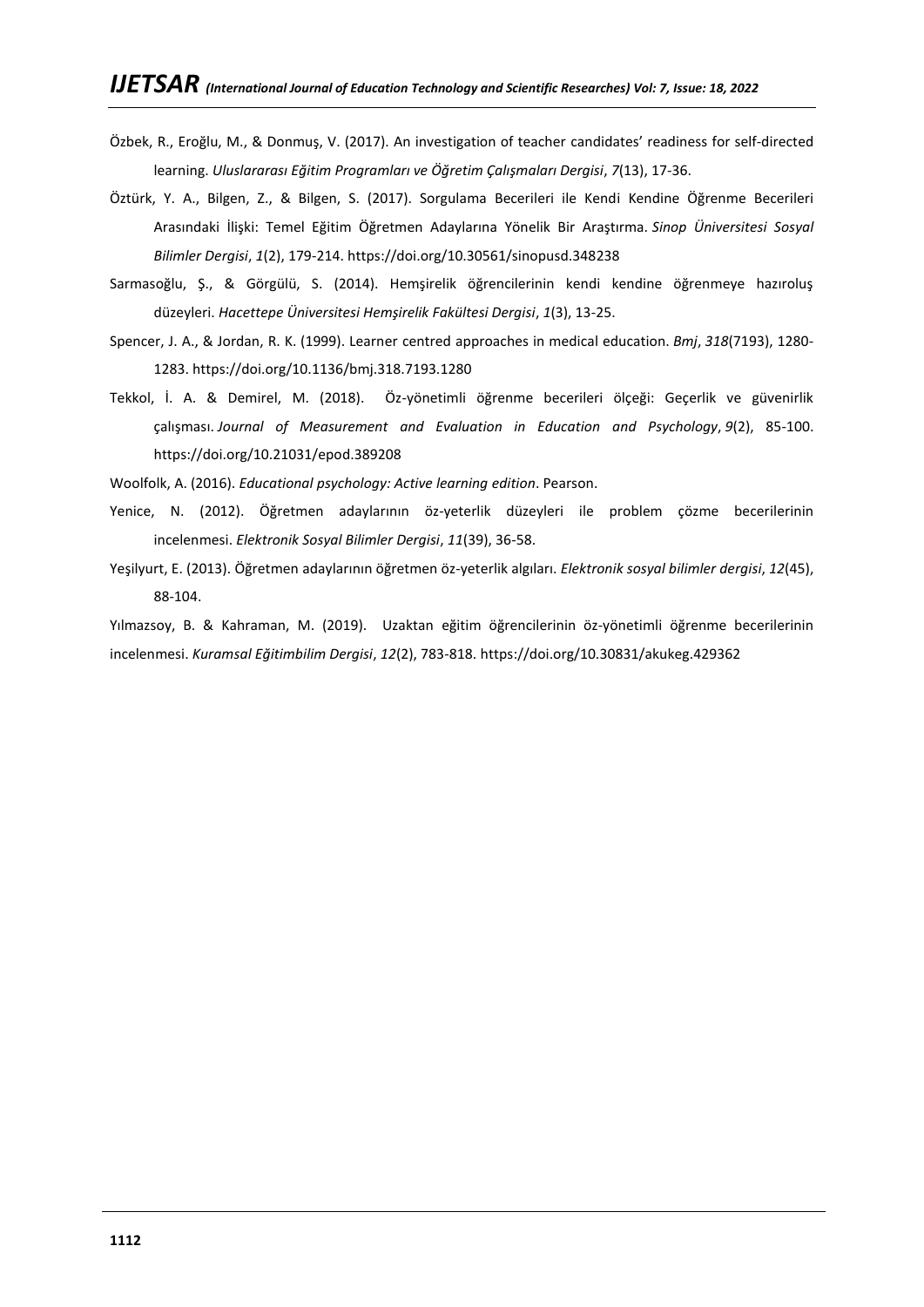Özbek, R., Eroğlu, M., & Donmuş, V. (2017). An investigation of teacher candidates' readiness for self-directed learning. *Uluslararası Eğitim Programları ve Öğretim Çalışmaları Dergisi*, *7*(13), 17-36.

Öztürk, Y. A., Bilgen, Z., & Bilgen, S. (2017). Sorgulama Becerileri ile Kendi Kendine Öğrenme Becerileri Arasındaki İlişki: Temel Eğitim Öğretmen Adaylarına Yönelik Bir Araştırma. *Sinop Üniversitesi Sosyal Bilimler Dergisi*, *1*(2), 179-214. https://doi.org/10.30561/sinopusd.348238

Sarmasoğlu, Ş., & Görgülü, S. (2014). Hemşirelik öğrencilerinin kendi kendine öğrenmeye hazıroluş düzeyleri. *Hacettepe Üniversitesi Hemşirelik Fakültesi Dergisi*, *1*(3), 13-25.

Spencer, J. A., & Jordan, R. K. (1999). Learner centred approaches in medical education. *Bmj*, *318*(7193), 1280-1283. https://doi.org/10.1136/bmj.318.7193.1280

Tekkol, İ. A. & Demirel, M. (2018). Öz-yönetimli öğrenme becerileri ölçeği: Geçerlik ve güvenirlik çalışması. *Journal of Measurement and Evaluation in Education and Psychology*, *9*(2), 85-100. https://doi.org/10.21031/epod.389208

Woolfolk, A. (2016). *Educational psychology: Active learning edition*. Pearson.

Yenice, N. (2012). Öğretmen adaylarının öz-yeterlik düzeyleri ile problem çözme becerilerinin incelenmesi. *Elektronik Sosyal Bilimler Dergisi*, *11*(39), 36-58.

Yeşilyurt, E. (2013). Öğretmen adaylarının öğretmen öz-yeterlik algıları. *Elektronik sosyal bilimler dergisi*, *12*(45), 88-104.

Yılmazsoy, B. & Kahraman, M. (2019). Uzaktan eğitim öğrencilerinin öz-yönetimli öğrenme becerilerinin incelenmesi. *Kuramsal Eğitimbilim Dergisi*, *12*(2), 783-818. https://doi.org/10.30831/akukeg.429362